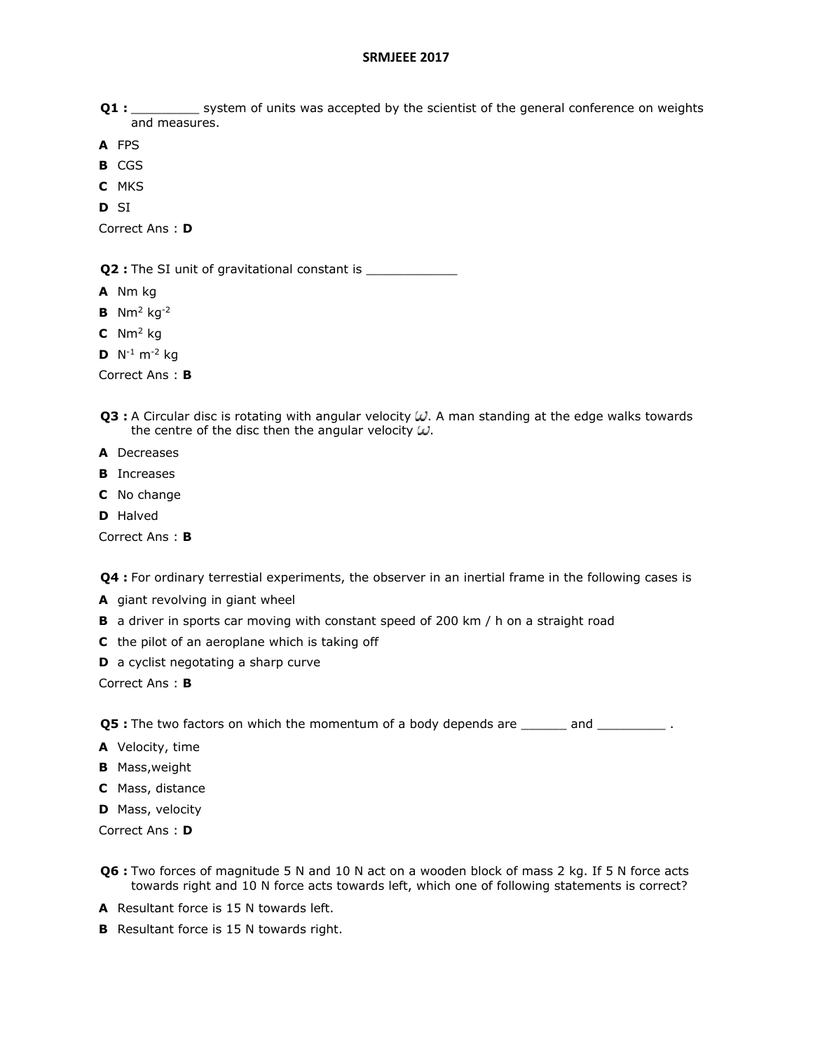# SRMJEEE 2017

**Q1 :** _________ system of units was accepted by the scientist of the general conference on weights and measures.

**A** FPS

**B** CGS

**C** MKS

**D** SI

Correct Ans : **D**

**Q2 :** The SI unit of gravitational constant is ____________

**A** Nm kg

**B** $Nm^2\ kg^{-2}$

**C** $Nm^2$ kg

**D** $N^{-1}\ m^{-2}$ kg

Correct Ans : **B**

**Q3 :** A Circular disc is rotating with angular velocity $\omega$. A man standing at the edge walks towards the centre of the disc then the angular velocity $\omega$.

**A** Decreases

**B** Increases

**C** No change

**D** Halved

Correct Ans : **B**

**Q4 :** For ordinary terrestial experiments, the observer in an inertial frame in the following cases is

**A** giant revolving in giant wheel

**B** a driver in sports car moving with constant speed of 200 km / h on a straight road

**C** the pilot of an aeroplane which is taking off

**D** a cyclist negotating a sharp curve

Correct Ans : **B**

**Q5 :** The two factors on which the momentum of a body depends are ______ and _________ .

**A** Velocity, time

**B** Mass,weight

**C** Mass, distance

**D** Mass, velocity

Correct Ans : **D**

**Q6 :** Two forces of magnitude 5 N and 10 N act on a wooden block of mass 2 kg. If 5 N force acts towards right and 10 N force acts towards left, which one of following statements is correct?

**A** Resultant force is 15 N towards left.

**B** Resultant force is 15 N towards right.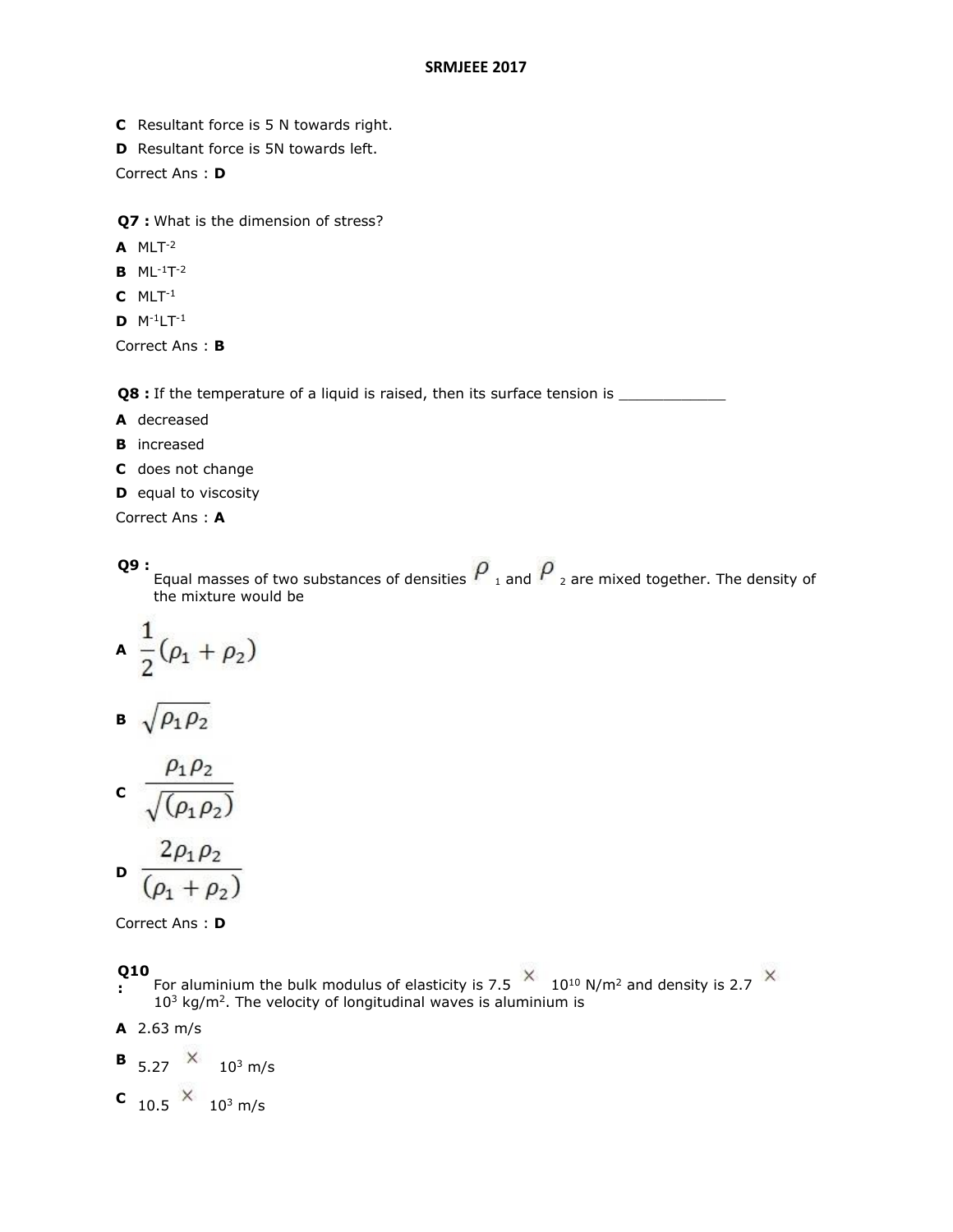**C** Resultant force is 5 N towards right.

**D** Resultant force is 5N towards left.

Correct Ans : **D**

**Q7 :** What is the dimension of stress?

**A** $MLT^{-2}$

**B** $ML^{-1}T^{-2}$

**C** $MLT^{-1}$

**D** $M^{-1}LT^{-1}$

Correct Ans : **B**

**Q8 :** If the temperature of a liquid is raised, then its surface tension is ____________

**A** decreased

**B** increased

**C** does not change

**D** equal to viscosity

Correct Ans : **A**

**Q9 :** Equal masses of two substances of densities $\rho_1$ and $\rho_2$ are mixed together. The density of the mixture would be

**A** $\frac{1}{2}(\rho_1 + \rho_2)$

**B** $\sqrt{\rho_1 \rho_2}$

**C** $\frac{\rho_1 \rho_2}{\sqrt{(\rho_1 \rho_2)}}$

**D** $\frac{2\rho_1 \rho_2}{(\rho_1 + \rho_2)}$

Correct Ans : **D**

**Q10 :** For aluminium the bulk modulus of elasticity is $7.5 \times 10^{10}$ N/m$^2$ and density is $2.7 \times 10^3$ kg/m$^2$. The velocity of longitudinal waves is aluminium is

**A** 2.63 m/s

**B** $5.27 \times 10^3$ m/s

**C** $10.5 \times 10^3$ m/s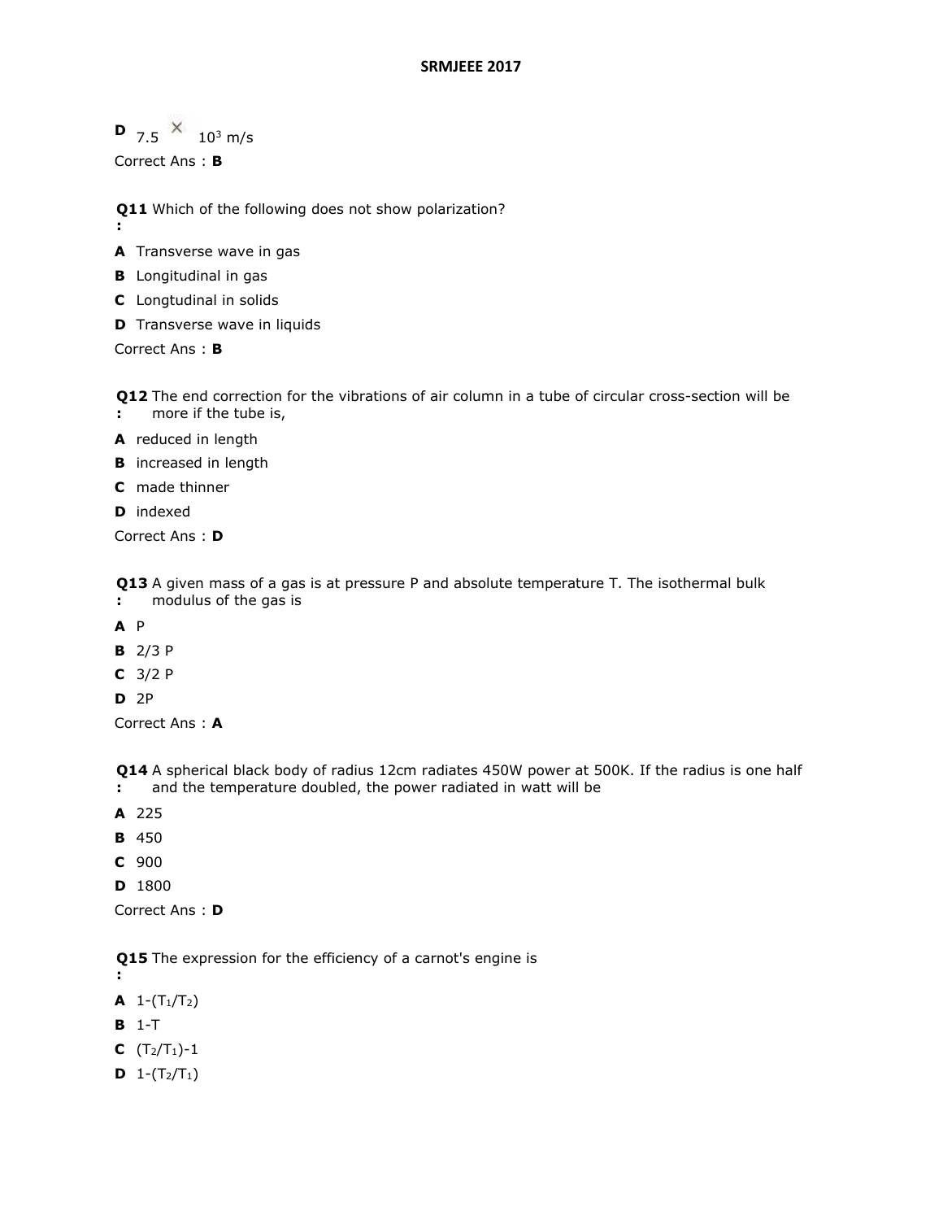**D** $7.5 \times 10^3$ m/s

Correct Ans : **B**

**Q11 :** Which of the following does not show polarization?

**A** Transverse wave in gas

**B** Longitudinal in gas

**C** Longtudinal in solids

**D** Transverse wave in liquids

Correct Ans : **B**

**Q12 :** The end correction for the vibrations of air column in a tube of circular cross-section will be more if the tube is,

**A** reduced in length

**B** increased in length

**C** made thinner

**D** indexed

Correct Ans : **D**

**Q13 :** A given mass of a gas is at pressure P and absolute temperature T. The isothermal bulk modulus of the gas is

**A** P

**B** 2/3 P

**C** 3/2 P

**D** 2P

Correct Ans : **A**

**Q14 :** A spherical black body of radius 12cm radiates 450W power at 500K. If the radius is one half and the temperature doubled, the power radiated in watt will be

**A** 225

**B** 450

**C** 900

**D** 1800

Correct Ans : **D**

**Q15 :** The expression for the efficiency of a carnot's engine is

**A** $1-(T_1/T_2)$

**B** 1-T

**C** $(T_2/T_1)-1$

**D** $1-(T_2/T_1)$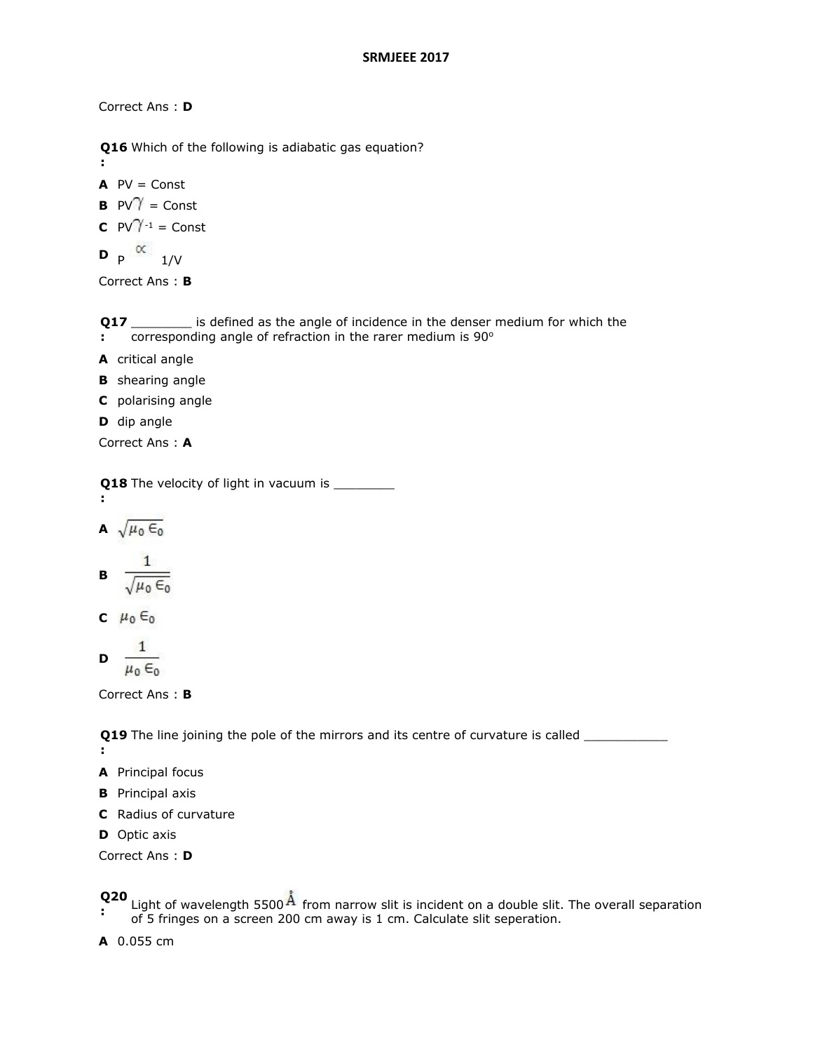Correct Ans : **D**

**Q16 :** Which of the following is adiabatic gas equation?

**A** PV = Const

**B** $PV^{\gamma}$ = Const

**C** $PV^{\gamma-1}$ = Const

**D** P $\propto$ 1/V

Correct Ans : **B**

**Q17 :** ________ is defined as the angle of incidence in the denser medium for which the corresponding angle of refraction in the rarer medium is 90°

**A** critical angle

**B** shearing angle

**C** polarising angle

**D** dip angle

Correct Ans : **A**

**Q18 :** The velocity of light in vacuum is ________

**A** $\sqrt{\mu_0 \epsilon_0}$

**B** $\frac{1}{\sqrt{\mu_0 \epsilon_0}}$

**C** $\mu_0 \epsilon_0$

**D** $\frac{1}{\mu_0 \epsilon_0}$

Correct Ans : **B**

**Q19 :** The line joining the pole of the mirrors and its centre of curvature is called ___________

**A** Principal focus

**B** Principal axis

**C** Radius of curvature

**D** Optic axis

Correct Ans : **D**

**Q20 :** Light of wavelength 5500 Å from narrow slit is incident on a double slit. The overall separation of 5 fringes on a screen 200 cm away is 1 cm. Calculate slit seperation.

**A** 0.055 cm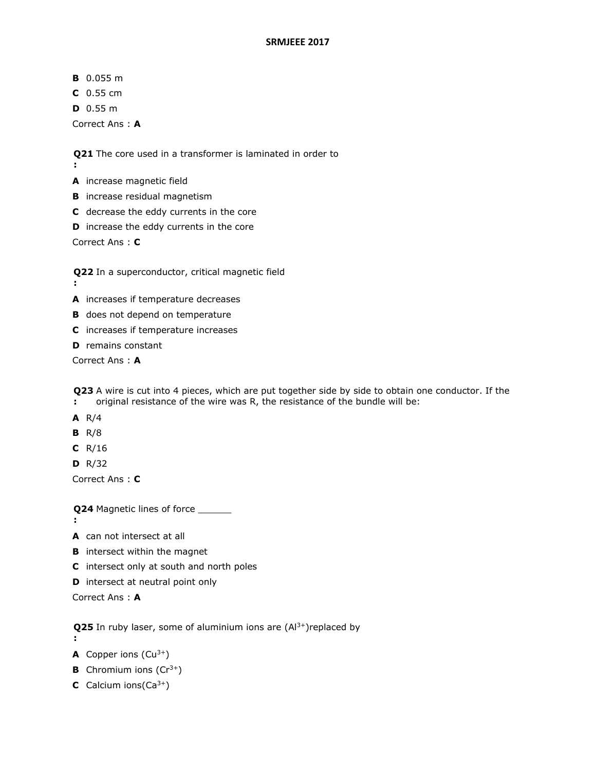**B** 0.055 m

**C** 0.55 cm

**D** 0.55 m

Correct Ans : **A**

**Q21 :** The core used in a transformer is laminated in order to

**A** increase magnetic field

**B** increase residual magnetism

**C** decrease the eddy currents in the core

**D** increase the eddy currents in the core

Correct Ans : **C**

**Q22 :** In a superconductor, critical magnetic field

**A** increases if temperature decreases

**B** does not depend on temperature

**C** increases if temperature increases

**D** remains constant

Correct Ans : **A**

**Q23 :** A wire is cut into 4 pieces, which are put together side by side to obtain one conductor. If the original resistance of the wire was R, the resistance of the bundle will be:

**A** R/4

**B** R/8

**C** R/16

**D** R/32

Correct Ans : **C**

**Q24 :** Magnetic lines of force ______

**A** can not intersect at all

**B** intersect within the magnet

**C** intersect only at south and north poles

**D** intersect at neutral point only

Correct Ans : **A**

**Q25 :** In ruby laser, some of aluminium ions are ($Al^{3+}$)replaced by

**A** Copper ions ($Cu^{3+}$)

**B** Chromium ions ($Cr^{3+}$)

**C** Calcium ions($Ca^{3+}$)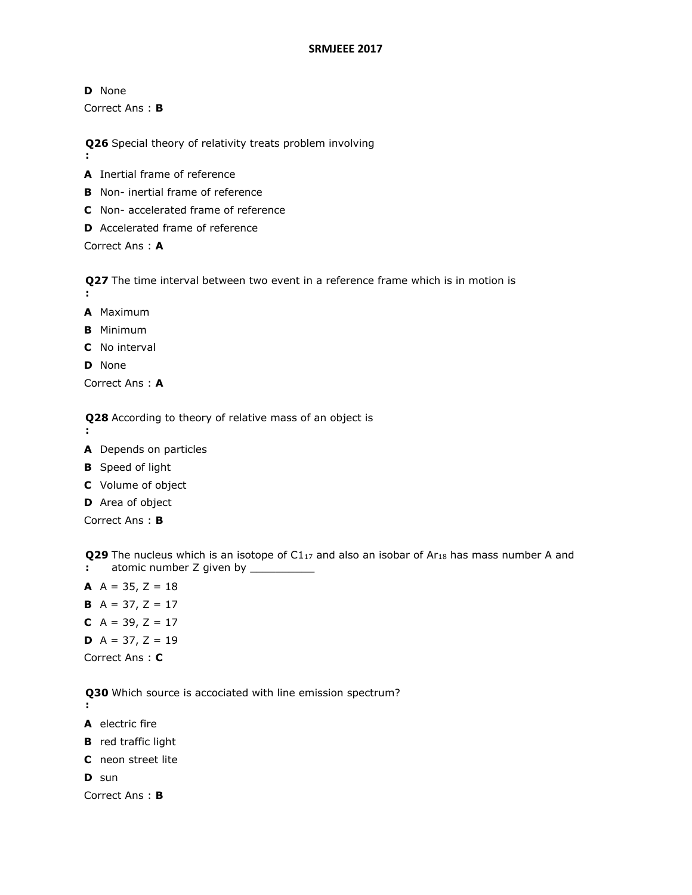**D** None

Correct Ans : **B**

**Q26 :** Special theory of relativity treats problem involving

**A** Inertial frame of reference

**B** Non- inertial frame of reference

**C** Non- accelerated frame of reference

**D** Accelerated frame of reference

Correct Ans : **A**

**Q27 :** The time interval between two event in a reference frame which is in motion is

**A** Maximum

**B** Minimum

**C** No interval

**D** None

Correct Ans : **A**

**Q28 :** According to theory of relative mass of an object is

**A** Depends on particles

**B** Speed of light

**C** Volume of object

**D** Area of object

Correct Ans : **B**

**Q29 :** The nucleus which is an isotope of $C1_{17}$ and also an isobar of $Ar_{18}$ has mass number A and atomic number Z given by __________

**A** A = 35, Z = 18

**B** A = 37, Z = 17

**C** A = 39, Z = 17

**D** A = 37, Z = 19

Correct Ans : **C**

**Q30 :** Which source is accociated with line emission spectrum?

**A** electric fire

**B** red traffic light

**C** neon street lite

**D** sun

Correct Ans : **B**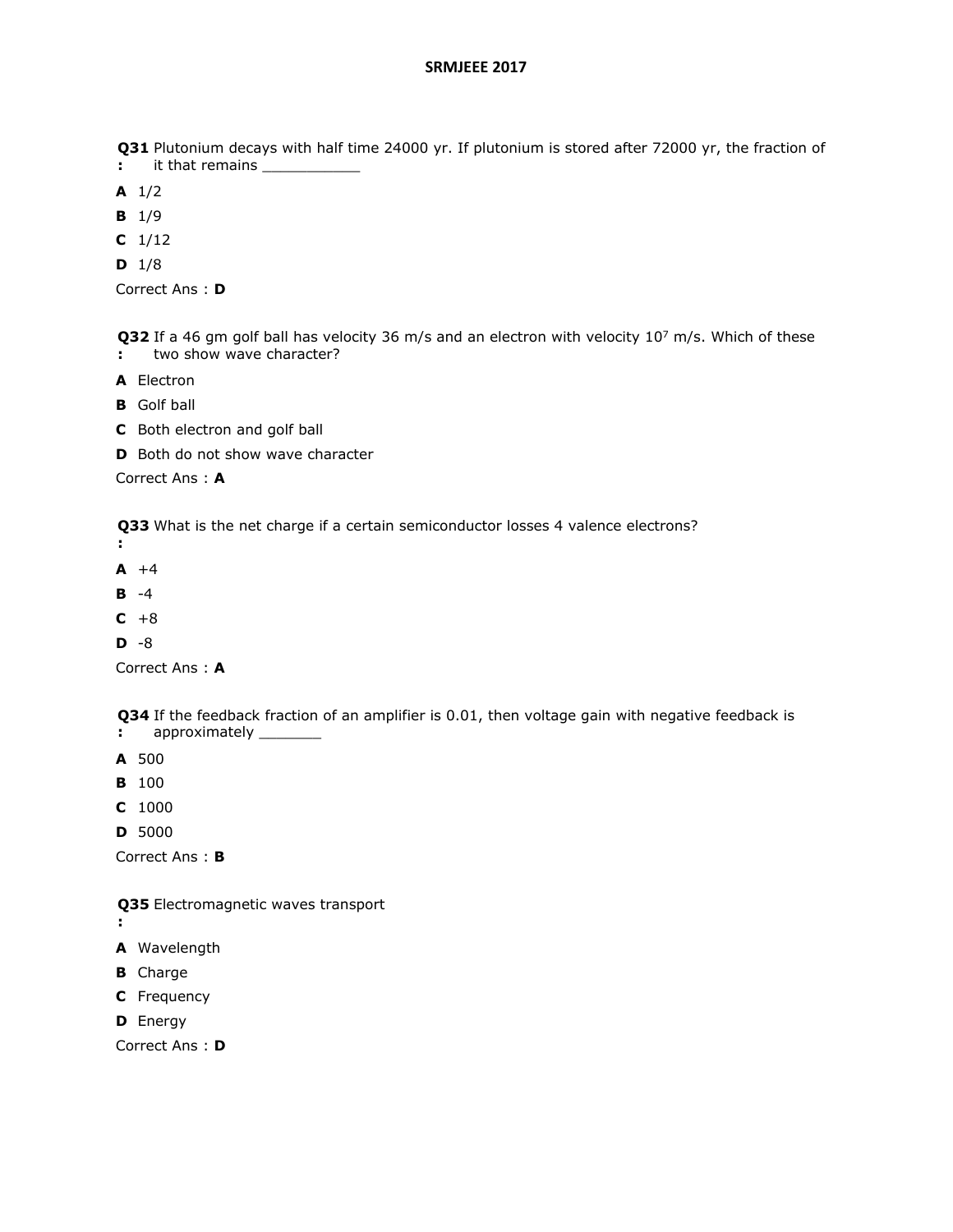**Q31 :** Plutonium decays with half time 24000 yr. If plutonium is stored after 72000 yr, the fraction of it that remains ___________

**A** 1/2

**B** 1/9

**C** 1/12

**D** 1/8

Correct Ans : **D**

**Q32 :** If a 46 gm golf ball has velocity 36 m/s and an electron with velocity $10^7$ m/s. Which of these two show wave character?

**A** Electron

**B** Golf ball

**C** Both electron and golf ball

**D** Both do not show wave character

Correct Ans : **A**

**Q33 :** What is the net charge if a certain semiconductor losses 4 valence electrons?

**A** +4

**B** -4

**C** +8

**D** -8

Correct Ans : **A**

**Q34 :** If the feedback fraction of an amplifier is 0.01, then voltage gain with negative feedback is approximately _______

**A** 500

**B** 100

**C** 1000

**D** 5000

Correct Ans : **B**

**Q35 :** Electromagnetic waves transport

**A** Wavelength

**B** Charge

**C** Frequency

**D** Energy

Correct Ans : **D**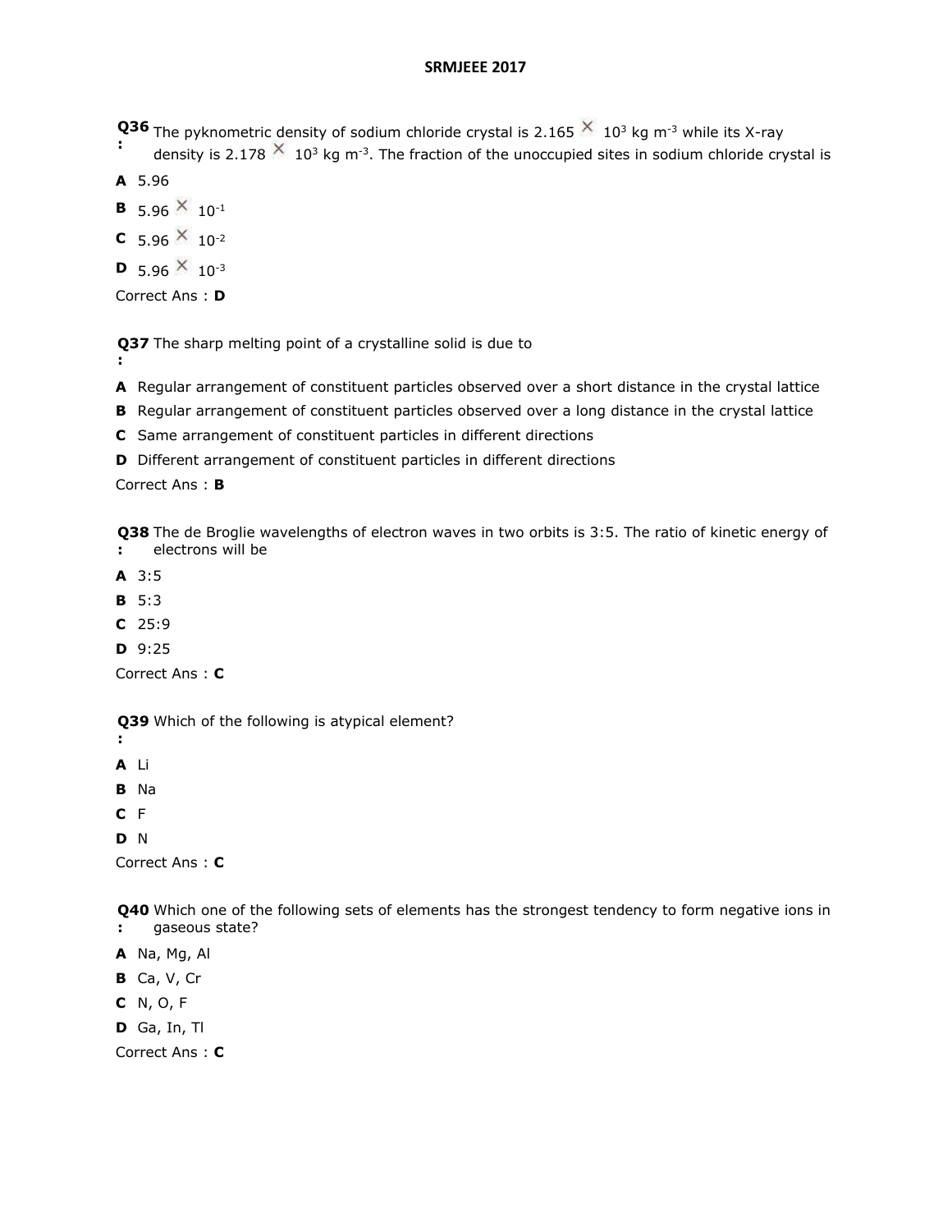**Q36:** The pyknometric density of sodium chloride crystal is $2.165 \times 10^3$ kg m$^{-3}$ while its X-ray density is $2.178 \times 10^3$ kg m$^{-3}$. The fraction of the unoccupied sites in sodium chloride crystal is

**A** 5.96

**B** $5.96 \times 10^{-1}$

**C** $5.96 \times 10^{-2}$

**D** $5.96 \times 10^{-3}$

Correct Ans : **D**

**Q37:** The sharp melting point of a crystalline solid is due to

**A** Regular arrangement of constituent particles observed over a short distance in the crystal lattice

**B** Regular arrangement of constituent particles observed over a long distance in the crystal lattice

**C** Same arrangement of constituent particles in different directions

**D** Different arrangement of constituent particles in different directions

Correct Ans : **B**

**Q38:** The de Broglie wavelengths of electron waves in two orbits is 3:5. The ratio of kinetic energy of electrons will be

**A** 3:5

**B** 5:3

**C** 25:9

**D** 9:25

Correct Ans : **C**

**Q39:** Which of the following is atypical element?

**A** Li

**B** Na

**C** F

**D** N

Correct Ans : **C**

**Q40:** Which one of the following sets of elements has the strongest tendency to form negative ions in gaseous state?

**A** Na, Mg, Al

**B** Ca, V, Cr

**C** N, O, F

**D** Ga, In, Tl

Correct Ans : **C**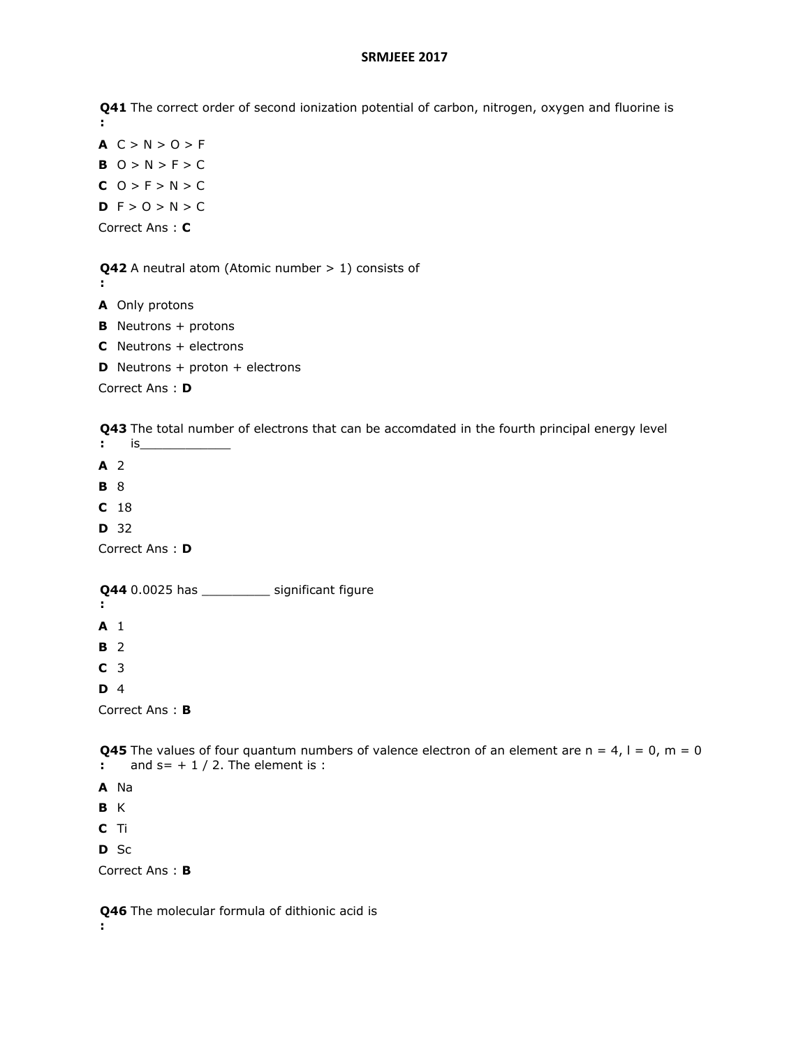**Q41 :** The correct order of second ionization potential of carbon, nitrogen, oxygen and fluorine is

**A** C > N > O > F

**B** O > N > F > C

**C** O > F > N > C

**D** F > O > N > C

Correct Ans : **C**

**Q42 :** A neutral atom (Atomic number > 1) consists of

**A** Only protons

**B** Neutrons + protons

**C** Neutrons + electrons

**D** Neutrons + proton + electrons

Correct Ans : **D**

**Q43 :** The total number of electrons that can be accomdated in the fourth principal energy level is____________

**A** 2

**B** 8

**C** 18

**D** 32

Correct Ans : **D**

**Q44 :** 0.0025 has _________ significant figure

**A** 1

**B** 2

**C** 3

**D** 4

Correct Ans : **B**

**Q45 :** The values of four quantum numbers of valence electron of an element are n = 4, l = 0, m = 0 and s= + 1 / 2. The element is :

**A** Na

**B** K

**C** Ti

**D** Sc

Correct Ans : **B**

**Q46 :** The molecular formula of dithionic acid is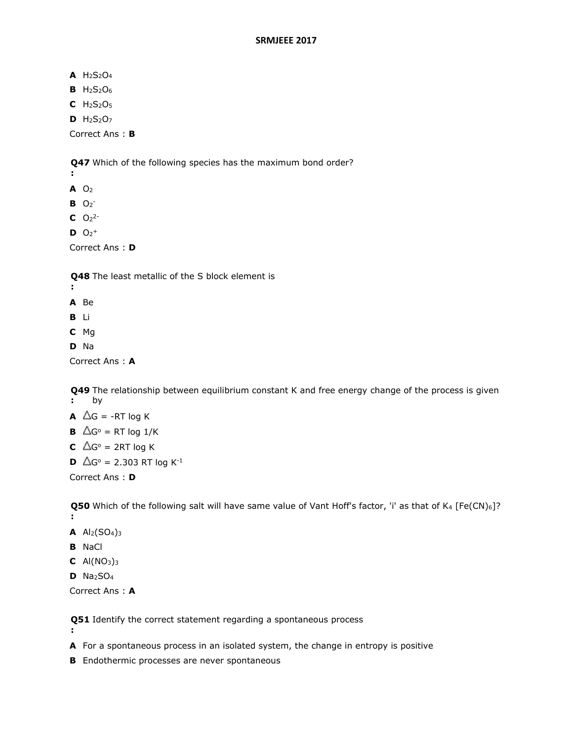**A** $H_2S_2O_4$

**B** $H_2S_2O_6$

**C** $H_2S_2O_5$

**D** $H_2S_2O_7$

Correct Ans : **B**

**Q47 :** Which of the following species has the maximum bond order?

**A** $O_2$

**B** $O_2^-$

**C** $O_2^{2-}$

**D** $O_2^+$

Correct Ans : **D**

**Q48 :** The least metallic of the S block element is

**A** Be

**B** Li

**C** Mg

**D** Na

Correct Ans : **A**

**Q49 :** The relationship between equilibrium constant K and free energy change of the process is given by

**A** $\Delta G = -RT \log K$

**B** $\Delta G^o = RT \log 1/K$

**C** $\Delta G^o = 2RT \log K$

**D** $\Delta G^o = 2.303\ RT \log K^{-1}$

Correct Ans : **D**

**Q50 :** Which of the following salt will have same value of Vant Hoff's factor, 'i' as that of $K_4[Fe(CN)_6]$?

**A** $Al_2(SO_4)_3$

**B** NaCl

**C** $Al(NO_3)_3$

**D** $Na_2SO_4$

Correct Ans : **A**

**Q51 :** Identify the correct statement regarding a spontaneous process

**A** For a spontaneous process in an isolated system, the change in entropy is positive

**B** Endothermic processes are never spontaneous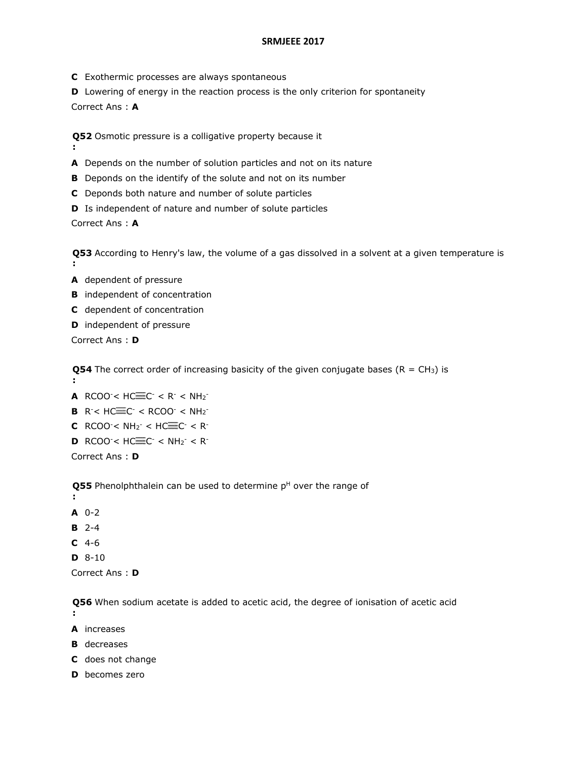**C** Exothermic processes are always spontaneous

**D** Lowering of energy in the reaction process is the only criterion for spontaneity

Correct Ans : **A**

**Q52** Osmotic pressure is a colligative property because it
**:**

**A** Depends on the number of solution particles and not on its nature

**B** Deponds on the identify of the solute and not on its number

**C** Deponds both nature and number of solute particles

**D** Is independent of nature and number of solute particles

Correct Ans : **A**

**Q53** According to Henry's law, the volume of a gas dissolved in a solvent at a given temperature is
**:**

**A** dependent of pressure

**B** independent of concentration

**C** dependent of concentration

**D** independent of pressure

Correct Ans : **D**

**Q54** The correct order of increasing basicity of the given conjugate bases (R = $CH_3$) is
**:**

**A** $RCOO^- < HC\equiv C^- < R^- < NH_2^-$

**B** $R^- < HC\equiv C^- < RCOO^- < NH_2^-$

**C** $RCOO^- < NH_2^- < HC\equiv C^- < R^-$

**D** $RCOO^- < HC\equiv C^- < NH_2^- < R^-$

Correct Ans : **D**

**Q55** Phenolphthalein can be used to determine $p^H$ over the range of
**:**

**A** 0-2

**B** 2-4

**C** 4-6

**D** 8-10

Correct Ans : **D**

**Q56** When sodium acetate is added to acetic acid, the degree of ionisation of acetic acid
**:**

**A** increases

**B** decreases

**C** does not change

**D** becomes zero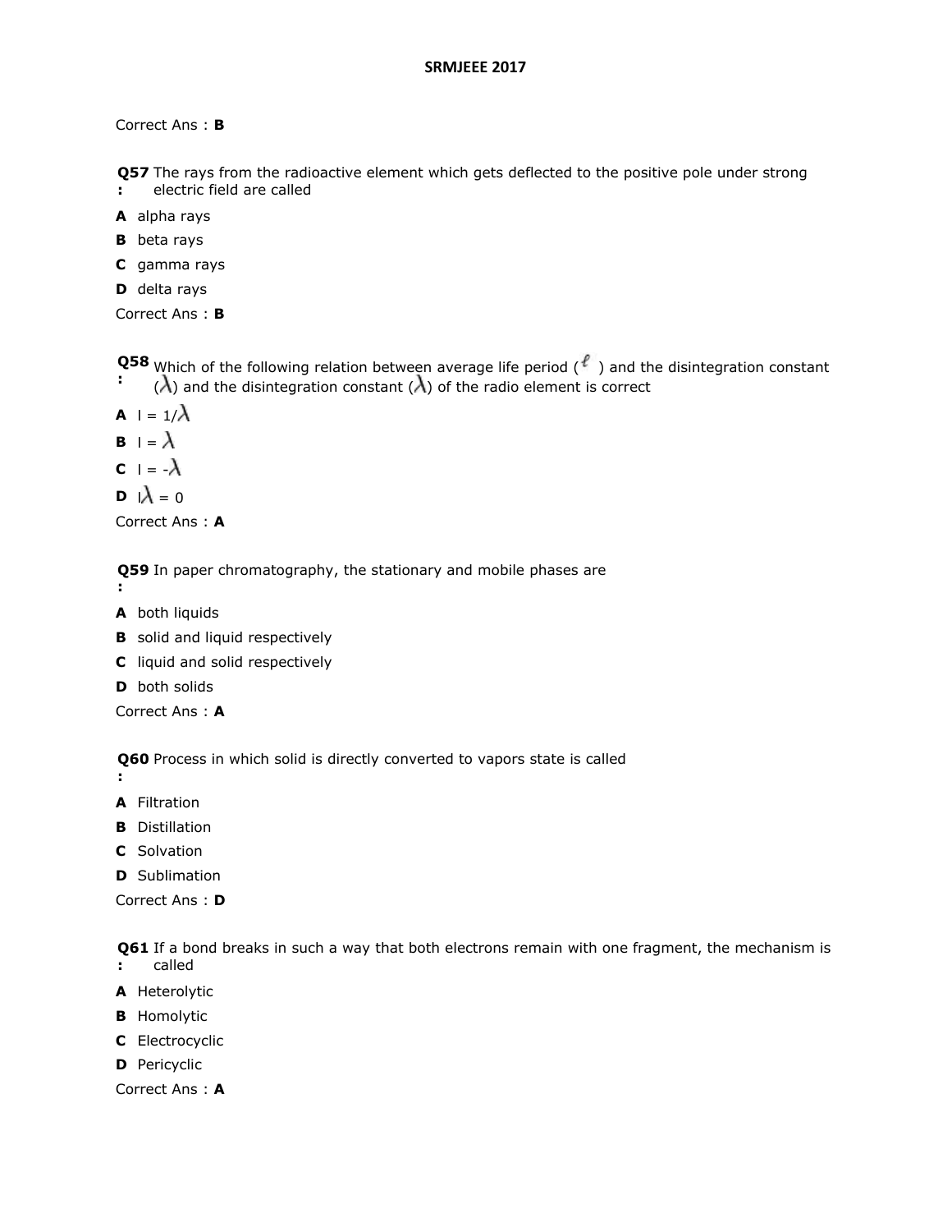Correct Ans : **B**

**Q57 :** The rays from the radioactive element which gets deflected to the positive pole under strong electric field are called

**A** alpha rays

**B** beta rays

**C** gamma rays

**D** delta rays

Correct Ans : **B**

**Q58 :** Which of the following relation between average life period ($\ell$) and the disintegration constant ($\lambda$) and the disintegration constant ($\lambda$) of the radio element is correct

**A** l = $1/\lambda$

**B** l = $\lambda$

**C** l = $-\lambda$

**D** $l\lambda = 0$

Correct Ans : **A**

**Q59 :** In paper chromatography, the stationary and mobile phases are

**A** both liquids

**B** solid and liquid respectively

**C** liquid and solid respectively

**D** both solids

Correct Ans : **A**

**Q60 :** Process in which solid is directly converted to vapors state is called

**A** Filtration

**B** Distillation

**C** Solvation

**D** Sublimation

Correct Ans : **D**

**Q61 :** If a bond breaks in such a way that both electrons remain with one fragment, the mechanism is called

**A** Heterolytic

**B** Homolytic

**C** Electrocyclic

**D** Pericyclic

Correct Ans : **A**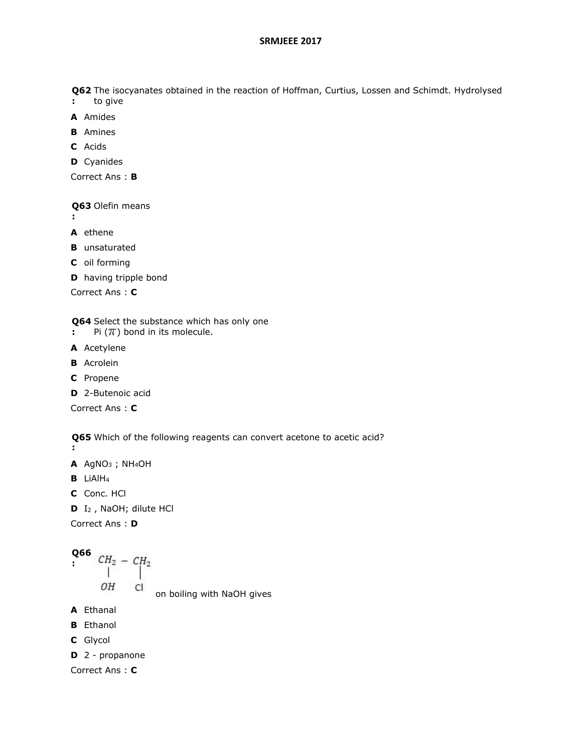**Q62 :** The isocyanates obtained in the reaction of Hoffman, Curtius, Lossen and Schimdt. Hydrolysed to give

**A** Amides

**B** Amines

**C** Acids

**D** Cyanides

Correct Ans : **B**

**Q63 :** Olefin means

**A** ethene

**B** unsaturated

**C** oil forming

**D** having tripple bond

Correct Ans : **C**

**Q64 :** Select the substance which has only one Pi ($\pi$) bond in its molecule.

**A** Acetylene

**B** Acrolein

**C** Propene

**D** 2-Butenoic acid

Correct Ans : **C**

**Q65 :** Which of the following reagents can convert acetone to acetic acid?

**A** $AgNO_3$ ; $NH_4OH$

**B** $LiAlH_4$

**C** Conc. HCl

**D** $I_2$ , NaOH; dilute HCl

Correct Ans : **D**

**Q66 :** $\underset{\displaystyle OH}{\underset{|}{CH_2}} - \underset{\displaystyle Cl}{\underset{|}{CH_2}}$ on boiling with NaOH gives

**A** Ethanal

**B** Ethanol

**C** Glycol

**D** 2 - propanone

Correct Ans : **C**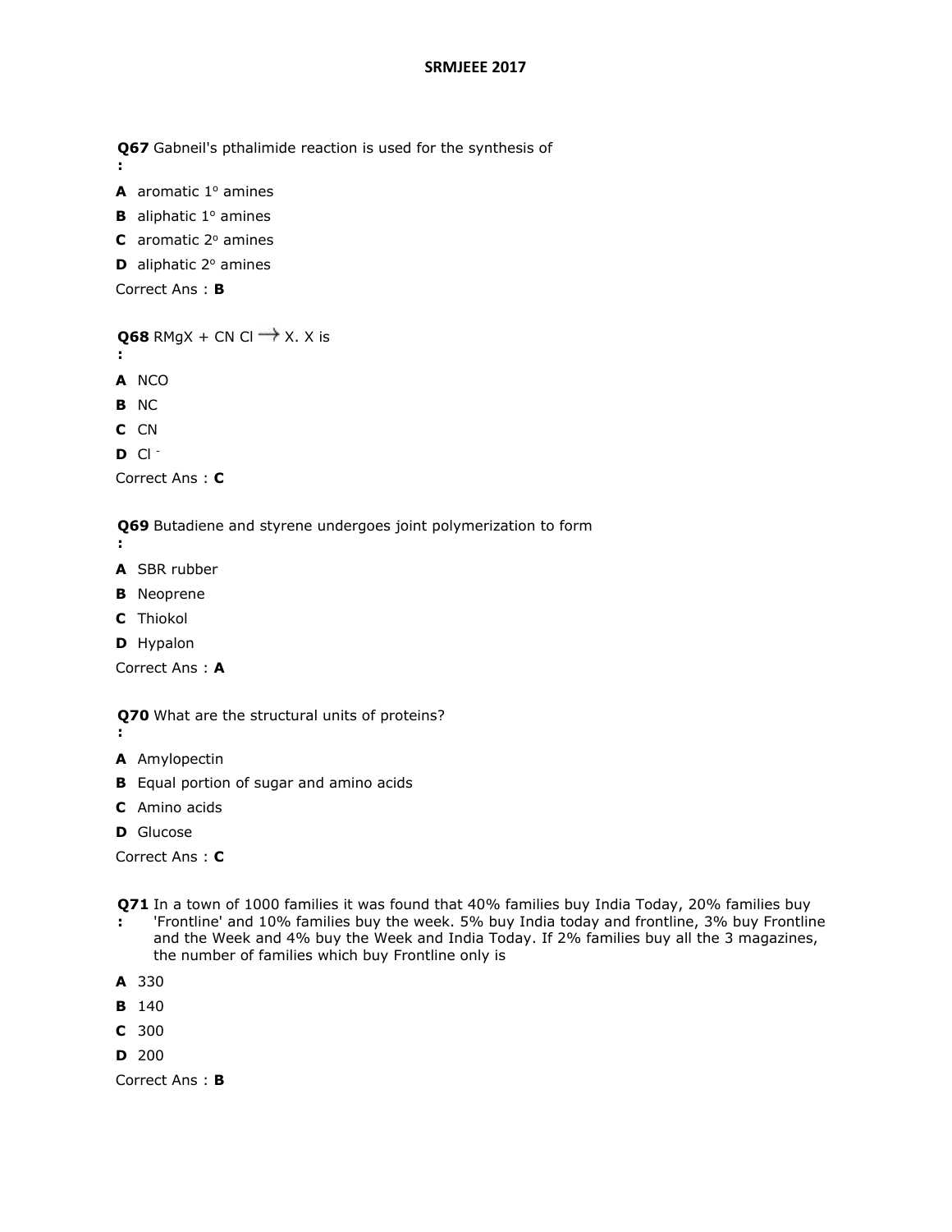**Q67 :** Gabneil's pthalimide reaction is used for the synthesis of

**A** aromatic $1^o$ amines

**B** aliphatic $1^o$ amines

**C** aromatic $2^o$ amines

**D** aliphatic $2^o$ amines

Correct Ans : **B**

**Q68 :** RMgX + CN Cl $\rightarrow$ X. X is

**A** NCO

**B** NC

**C** CN

**D** $Cl^-$

Correct Ans : **C**

**Q69 :** Butadiene and styrene undergoes joint polymerization to form

**A** SBR rubber

**B** Neoprene

**C** Thiokol

**D** Hypalon

Correct Ans : **A**

**Q70 :** What are the structural units of proteins?

**A** Amylopectin

**B** Equal portion of sugar and amino acids

**C** Amino acids

**D** Glucose

Correct Ans : **C**

**Q71 :** In a town of 1000 families it was found that 40% families buy India Today, 20% families buy 'Frontline' and 10% families buy the week. 5% buy India today and frontline, 3% buy Frontline and the Week and 4% buy the Week and India Today. If 2% families buy all the 3 magazines, the number of families which buy Frontline only is

**A** 330

**B** 140

**C** 300

**D** 200

Correct Ans : **B**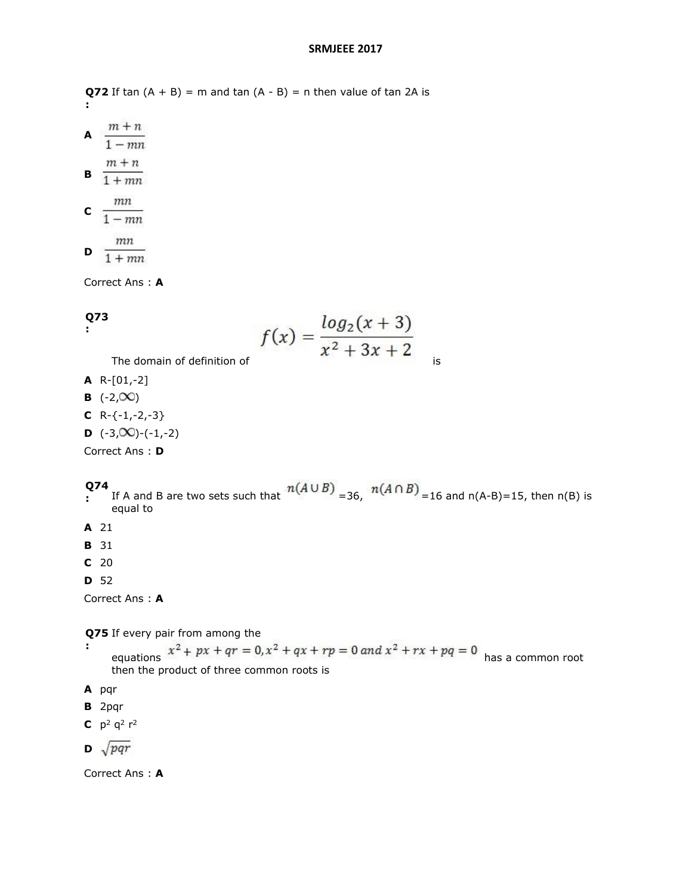# SRMJEEE 2017

**Q72 :** If tan (A + B) = m and tan (A - B) = n then value of tan 2A is

**A** $\frac{m+n}{1-mn}$

**B** $\frac{m+n}{1+mn}$

**C** $\frac{mn}{1-mn}$

**D** $\frac{mn}{1+mn}$

Correct Ans : **A**

**Q73 :** The domain of definition of $f(x) = \frac{log_2(x+3)}{x^2+3x+2}$ is

**A** R-[01,-2]

**B** (-2,$\infty$)

**C** R-{-1,-2,-3}

**D** (-3,$\infty$)-(-1,-2)

Correct Ans : **D**

**Q74 :** If A and B are two sets such that $n(A \cup B)$ =36, $n(A \cap B)$ =16 and n(A-B)=15, then n(B) is equal to

**A** 21

**B** 31

**C** 20

**D** 52

Correct Ans : **A**

**Q75 :** If every pair from among the equations $x^2 + px + qr = 0, x^2 + qx + rp = 0 \; and \; x^2 + rx + pq = 0$ has a common root then the product of three common roots is

**A** pqr

**B** 2pqr

**C** $p^2 q^2 r^2$

**D** $\sqrt{pqr}$

Correct Ans : **A**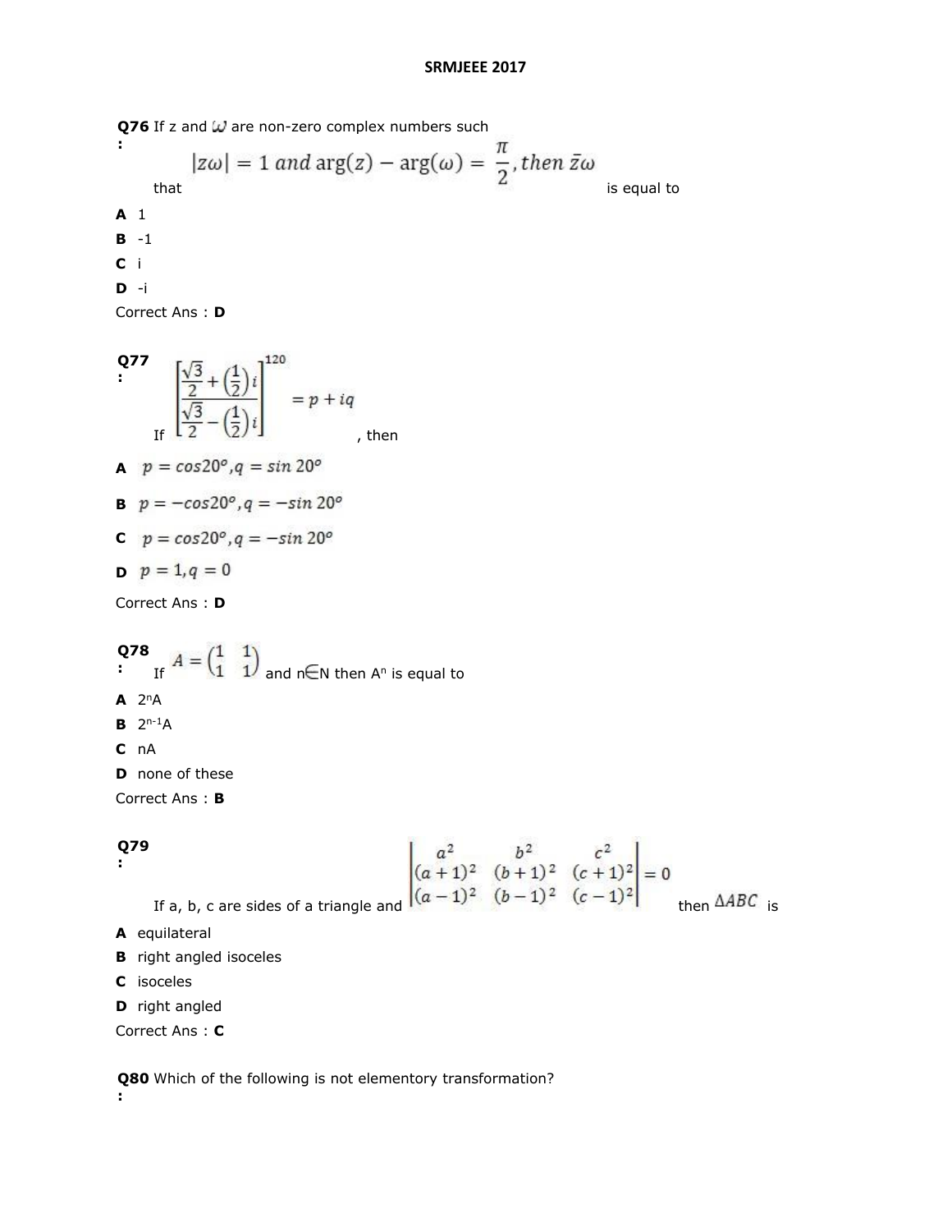# SRMJEEE 2017

**Q76 :** If z and $\omega$ are non-zero complex numbers such that $|z\omega| = 1 \text{ and } \arg(z) - \arg(\omega) = \dfrac{\pi}{2}, \text{then } \bar{z}\omega$ is equal to

**A** 1

**B** -1

**C** i

**D** -i

Correct Ans : **D**

**Q77 :** If $\left[\dfrac{\frac{\sqrt{3}}{2}+\left(\frac{1}{2}\right)i}{\frac{\sqrt{3}}{2}-\left(\frac{1}{2}\right)i}\right]^{120} = p + iq$, then

**A** $p = \cos 20^o, q = \sin 20^o$

**B** $p = -\cos 20^o, q = -\sin 20^o$

**C** $p = \cos 20^o, q = -\sin 20^o$

**D** $p = 1, q = 0$

Correct Ans : **D**

**Q78 :** If $A = \begin{pmatrix} 1 & 1 \\ 1 & 1 \end{pmatrix}$ and $n \in N$ then $A^n$ is equal to

**A** $2^n A$

**B** $2^{n-1} A$

**C** $nA$

**D** none of these

Correct Ans : **B**

**Q79 :** If a, b, c are sides of a triangle and $\begin{vmatrix} a^2 & b^2 & c^2 \\ (a+1)^2 & (b+1)^2 & (c+1)^2 \\ (a-1)^2 & (b-1)^2 & (c-1)^2 \end{vmatrix} = 0$ then $\Delta ABC$ is

**A** equilateral

**B** right angled isoceles

**C** isoceles

**D** right angled

Correct Ans : **C**

**Q80 :** Which of the following is not elementory transformation?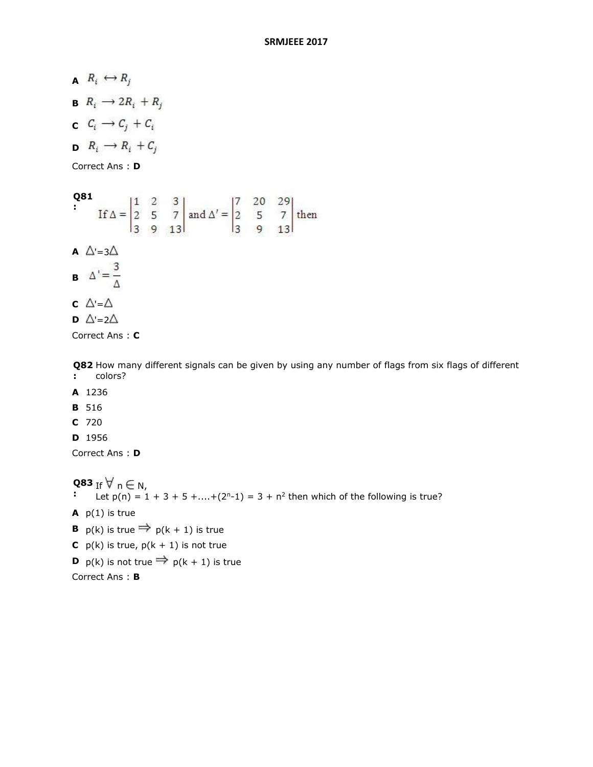**A** $R_i \leftrightarrow R_j$

**B** $R_i \longrightarrow 2R_i + R_j$

**C** $C_i \longrightarrow C_j + C_i$

**D** $R_i \longrightarrow R_i + C_j$

Correct Ans : **D**

**Q81 :** If $\Delta = \begin{vmatrix} 1 & 2 & 3 \\ 2 & 5 & 7 \\ 3 & 9 & 13 \end{vmatrix}$ and $\Delta' = \begin{vmatrix} 7 & 20 & 29 \\ 2 & 5 & 7 \\ 3 & 9 & 13 \end{vmatrix}$ then

**A** $\Delta' = 3\Delta$

**B** $\Delta' = \frac{3}{\Delta}$

**C** $\Delta' = \Delta$

**D** $\Delta' = 2\Delta$

Correct Ans : **C**

**Q82 :** How many different signals can be given by using any number of flags from six flags of different colors?

**A** 1236

**B** 516

**C** 720

**D** 1956

Correct Ans : **D**

**Q83 :** If $\forall$ n $\in$ N,
Let p(n) = 1 + 3 + 5 +....+($2^n$-1) = 3 + $n^2$ then which of the following is true?

**A** p(1) is true

**B** p(k) is true $\Rightarrow$ p(k + 1) is true

**C** p(k) is true, p(k + 1) is not true

**D** p(k) is not true $\Rightarrow$ p(k + 1) is true

Correct Ans : **B**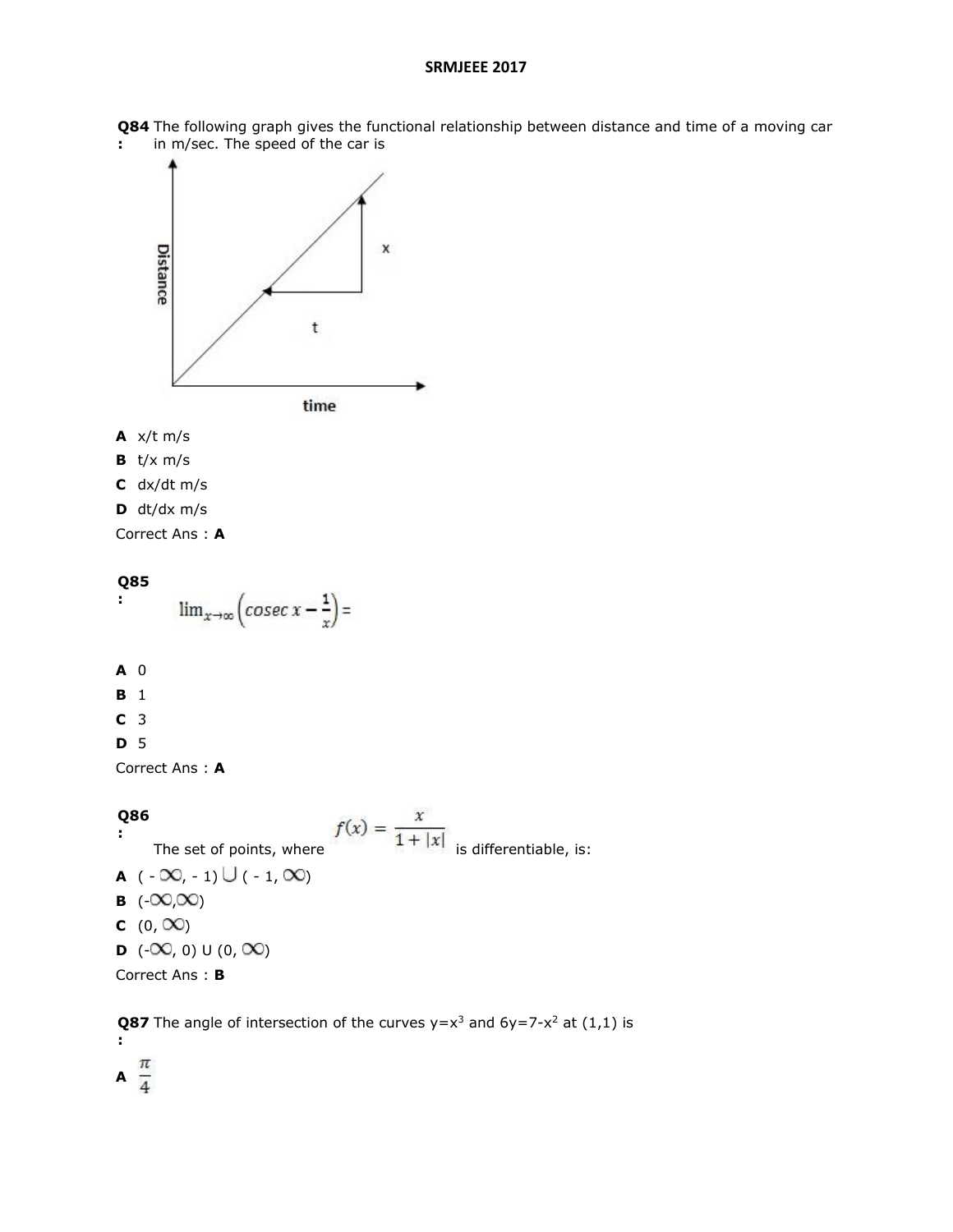**Q84 :** The following graph gives the functional relationship between distance and time of a moving car in m/sec. The speed of the car is

**A** x/t m/s

**B** t/x m/s

**C** dx/dt m/s

**D** dt/dx m/s

Correct Ans : **A**

**Q85 :**

$$\lim_{x\to\infty}\left(cosec\, x - \frac{1}{x}\right) =$$

**A** 0

**B** 1

**C** 3

**D** 5

Correct Ans : **A**

**Q86 :** The set of points, where $f(x) = \frac{x}{1+|x|}$ is differentiable, is:

**A** $(-\infty, -1) \cup (-1, \infty)$

**B** $(-\infty, \infty)$

**C** $(0, \infty)$

**D** $(-\infty, 0) \cup (0, \infty)$

Correct Ans : **B**

**Q87 :** The angle of intersection of the curves $y=x^3$ and $6y=7-x^2$ at (1,1) is

**A** $\frac{\pi}{4}$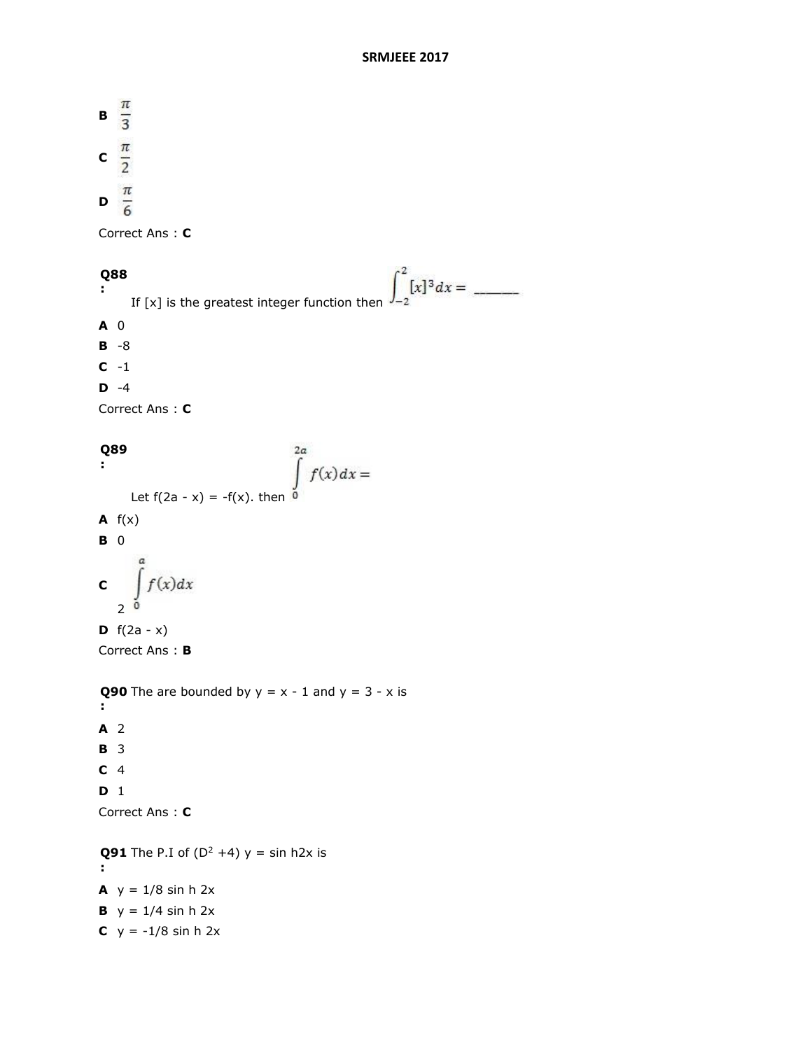**B** $\frac{\pi}{3}$

**C** $\frac{\pi}{2}$

**D** $\frac{\pi}{6}$

Correct Ans : **C**

**Q88 :** If [x] is the greatest integer function then $\int_{-2}^{2}[x]^3dx =$ ______

**A** 0

**B** -8

**C** -1

**D** -4

Correct Ans : **C**

**Q89 :** Let f(2a - x) = -f(x). then $\int_{0}^{2a} f(x)\,dx =$

**A** f(x)

**B** 0

**C** $2\int_{0}^{a} f(x)dx$

**D** f(2a - x)

Correct Ans : **B**

**Q90 :** The are bounded by y = x - 1 and y = 3 - x is

**A** 2

**B** 3

**C** 4

**D** 1

Correct Ans : **C**

**Q91 :** The P.I of $(D^2 + 4)$ y = sin h2x is

**A** y = 1/8 sin h 2x

**B** y = 1/4 sin h 2x

**C** y = -1/8 sin h 2x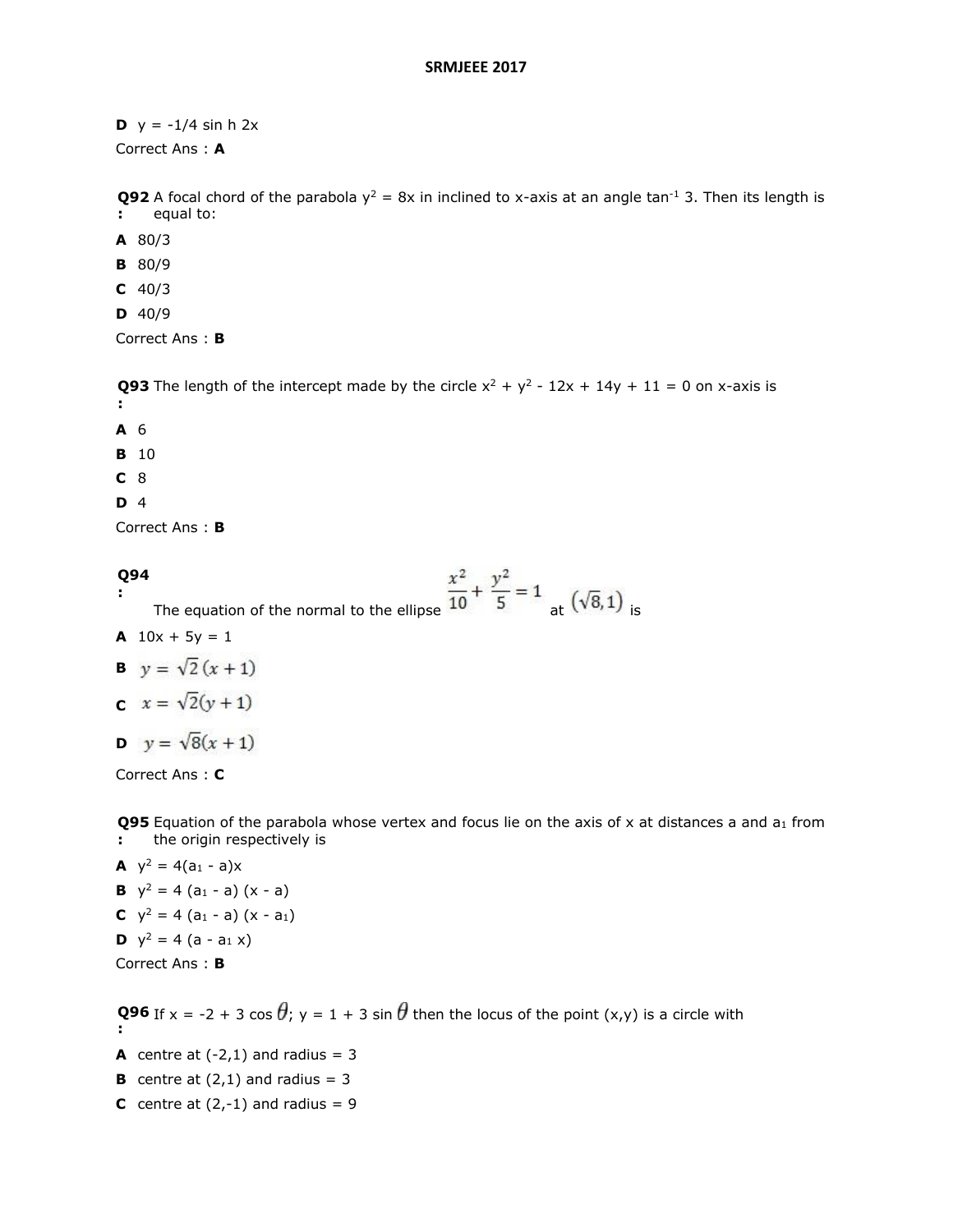**D** $y = -1/4 \sinh 2x$

Correct Ans : **A**

**Q92 :** A focal chord of the parabola $y^2 = 8x$ in inclined to x-axis at an angle $\tan^{-1} 3$. Then its length is equal to:

**A** 80/3

**B** 80/9

**C** 40/3

**D** 40/9

Correct Ans : **B**

**Q93 :** The length of the intercept made by the circle $x^2 + y^2 - 12x + 14y + 11 = 0$ on x-axis is

**A** 6

**B** 10

**C** 8

**D** 4

Correct Ans : **B**

**Q94 :** The equation of the normal to the ellipse $\frac{x^2}{10} + \frac{y^2}{5} = 1$ at $(\sqrt{8}, 1)$ is

**A** $10x + 5y = 1$

**B** $y = \sqrt{2}(x + 1)$

**C** $x = \sqrt{2}(y + 1)$

**D** $y = \sqrt{8}(x + 1)$

Correct Ans : **C**

**Q95 :** Equation of the parabola whose vertex and focus lie on the axis of x at distances a and $a_1$ from the origin respectively is

**A** $y^2 = 4(a_1 - a)x$

**B** $y^2 = 4(a_1 - a)(x - a)$

**C** $y^2 = 4(a_1 - a)(x - a_1)$

**D** $y^2 = 4(a - a_1 x)$

Correct Ans : **B**

**Q96 :** If $x = -2 + 3\cos\theta$; $y = 1 + 3\sin\theta$ then the locus of the point (x,y) is a circle with

**A** centre at (-2,1) and radius = 3

**B** centre at (2,1) and radius = 3

**C** centre at (2,-1) and radius = 9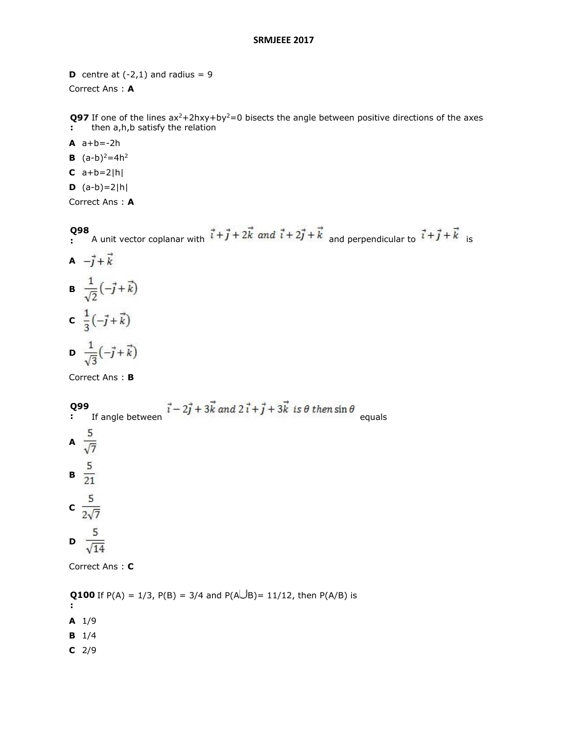**D** centre at (-2,1) and radius = 9

Correct Ans : **A**

**Q97 :** If one of the lines $ax^2+2hxy+by^2=0$ bisects the angle between positive directions of the axes then a,h,b satisfy the relation

**A** $a+b=-2h$

**B** $(a-b)^2=4h^2$

**C** $a+b=2|h|$

**D** $(a-b)=2|h|$

Correct Ans : **A**

**Q98 :** A unit vector coplanar with $\vec{i}+\vec{j}+2\vec{k}$ and $\vec{i}+2\vec{j}+\vec{k}$ and perpendicular to $\vec{i}+\vec{j}+\vec{k}$ is

**A** $-\vec{j}+\vec{k}$

**B** $\frac{1}{\sqrt{2}}(-\vec{j}+\vec{k})$

**C** $\frac{1}{3}(-\vec{j}+\vec{k})$

**D** $\frac{1}{\sqrt{3}}(-\vec{j}+\vec{k})$

Correct Ans : **B**

**Q99 :** If angle between $\vec{i}-2\vec{j}+3\vec{k}$ and $2\vec{i}+\vec{j}+3\vec{k}$ is $\theta$ then $\sin\theta$ equals

**A** $\frac{5}{\sqrt{7}}$

**B** $\frac{5}{21}$

**C** $\frac{5}{2\sqrt{7}}$

**D** $\frac{5}{\sqrt{14}}$

Correct Ans : **C**

**Q100 :** If P(A) = 1/3, P(B) = 3/4 and P(A$\cup$B)= 11/12, then P(A/B) is

**A** 1/9

**B** 1/4

**C** 2/9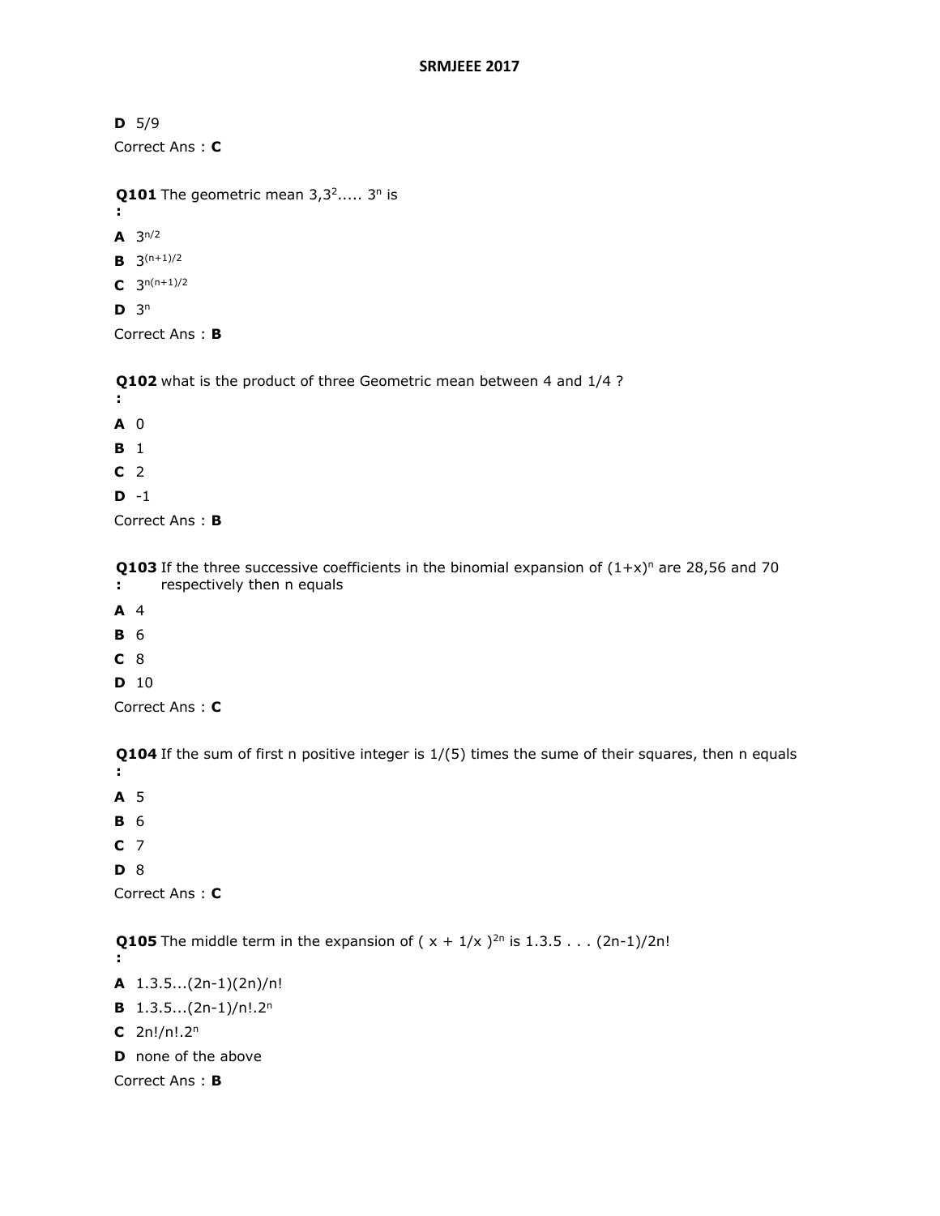**D** 5/9

Correct Ans : **C**

**Q101 :** The geometric mean $3, 3^2 \ldots\ldots 3^n$ is

**A** $3^{n/2}$

**B** $3^{(n+1)/2}$

**C** $3^{n(n+1)/2}$

**D** $3^n$

Correct Ans : **B**

**Q102 :** what is the product of three Geometric mean between 4 and 1/4 ?

**A** 0

**B** 1

**C** 2

**D** -1

Correct Ans : **B**

**Q103 :** If the three successive coefficients in the binomial expansion of $(1+x)^n$ are 28,56 and 70 respectively then n equals

**A** 4

**B** 6

**C** 8

**D** 10

Correct Ans : **C**

**Q104 :** If the sum of first n positive integer is 1/(5) times the sume of their squares, then n equals

**A** 5

**B** 6

**C** 7

**D** 8

Correct Ans : **C**

**Q105 :** The middle term in the expansion of $( x + 1/x )^{2n}$ is 1.3.5 . . . (2n-1)/2n!

**A** 1.3.5...(2n-1)(2n)/n!

**B** $1.3.5...(2n-1)/n!.2^n$

**C** $2n!/n!.2^n$

**D** none of the above

Correct Ans : **B**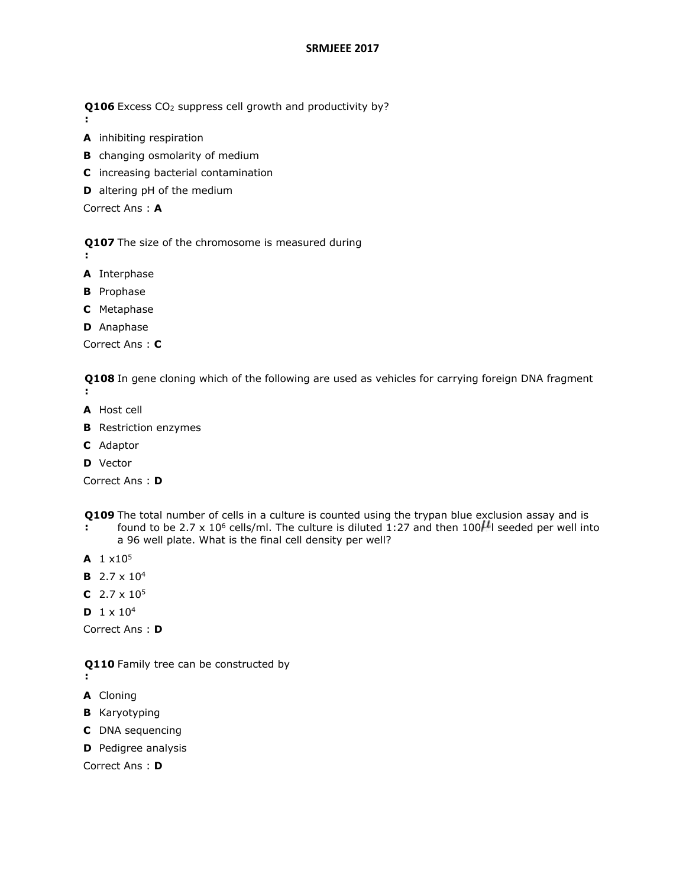# SRMJEEE 2017

**Q106 :** Excess $CO_2$ suppress cell growth and productivity by?

**A** inhibiting respiration

**B** changing osmolarity of medium

**C** increasing bacterial contamination

**D** altering pH of the medium

Correct Ans : **A**

**Q107 :** The size of the chromosome is measured during

**A** Interphase

**B** Prophase

**C** Metaphase

**D** Anaphase

Correct Ans : **C**

**Q108 :** In gene cloning which of the following are used as vehicles for carrying foreign DNA fragment

**A** Host cell

**B** Restriction enzymes

**C** Adaptor

**D** Vector

Correct Ans : **D**

**Q109 :** The total number of cells in a culture is counted using the trypan blue exclusion assay and is found to be $2.7 \times 10^6$ cells/ml. The culture is diluted 1:27 and then 100$\mu$l seeded per well into a 96 well plate. What is the final cell density per well?

**A** $1 \times 10^5$

**B** $2.7 \times 10^4$

**C** $2.7 \times 10^5$

**D** $1 \times 10^4$

Correct Ans : **D**

**Q110 :** Family tree can be constructed by

**A** Cloning

**B** Karyotyping

**C** DNA sequencing

**D** Pedigree analysis

Correct Ans : **D**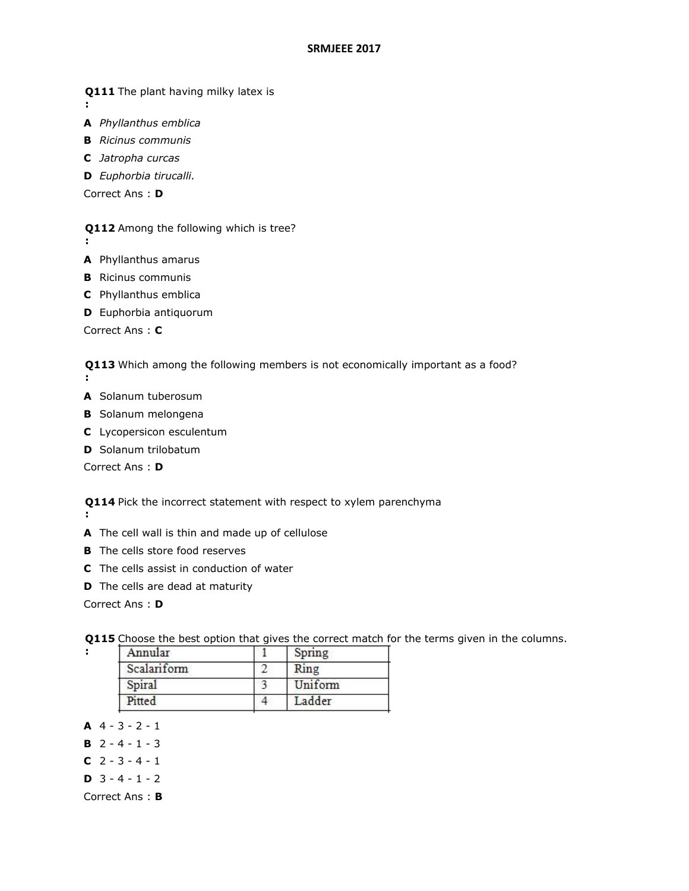# SRMJEEE 2017

**Q111** The plant having milky latex is
**:**

**A** *Phyllanthus emblica*

**B** *Ricinus communis*

**C** *Jatropha curcas*

**D** *Euphorbia tirucalli.*

Correct Ans : **D**

**Q112** Among the following which is tree?
**:**

**A** Phyllanthus amarus

**B** Ricinus communis

**C** Phyllanthus emblica

**D** Euphorbia antiquorum

Correct Ans : **C**

**Q113** Which among the following members is not economically important as a food?
**:**

**A** Solanum tuberosum

**B** Solanum melongena

**C** Lycopersicon esculentum

**D** Solanum trilobatum

Correct Ans : **D**

**Q114** Pick the incorrect statement with respect to xylem parenchyma
**:**

**A** The cell wall is thin and made up of cellulose

**B** The cells store food reserves

**C** The cells assist in conduction of water

**D** The cells are dead at maturity

Correct Ans : **D**

**Q115** Choose the best option that gives the correct match for the terms given in the columns.
**:**

| Annular | 1 | Spring |
|---|---|---|
| Scalariform | 2 | Ring |
| Spiral | 3 | Uniform |
| Pitted | 4 | Ladder |

**A** 4 - 3 - 2 - 1

**B** 2 - 4 - 1 - 3

**C** 2 - 3 - 4 - 1

**D** 3 - 4 - 1 - 2

Correct Ans : **B**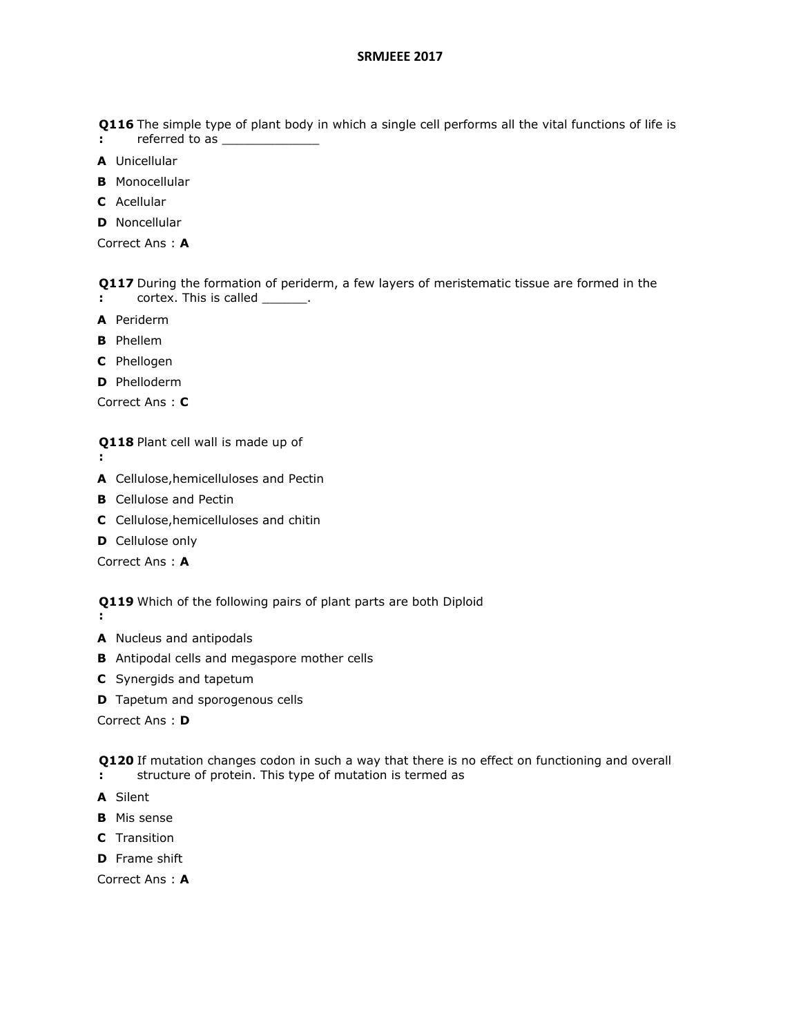**Q116 :** The simple type of plant body in which a single cell performs all the vital functions of life is referred to as _____________

**A** Unicellular

**B** Monocellular

**C** Acellular

**D** Noncellular

Correct Ans : **A**

**Q117 :** During the formation of periderm, a few layers of meristematic tissue are formed in the cortex. This is called ______.

**A** Periderm

**B** Phellem

**C** Phellogen

**D** Phelloderm

Correct Ans : **C**

**Q118 :** Plant cell wall is made up of

**A** Cellulose,hemicelluloses and Pectin

**B** Cellulose and Pectin

**C** Cellulose,hemicelluloses and chitin

**D** Cellulose only

Correct Ans : **A**

**Q119 :** Which of the following pairs of plant parts are both Diploid

**A** Nucleus and antipodals

**B** Antipodal cells and megaspore mother cells

**C** Synergids and tapetum

**D** Tapetum and sporogenous cells

Correct Ans : **D**

**Q120 :** If mutation changes codon in such a way that there is no effect on functioning and overall structure of protein. This type of mutation is termed as

**A** Silent

**B** Mis sense

**C** Transition

**D** Frame shift

Correct Ans : **A**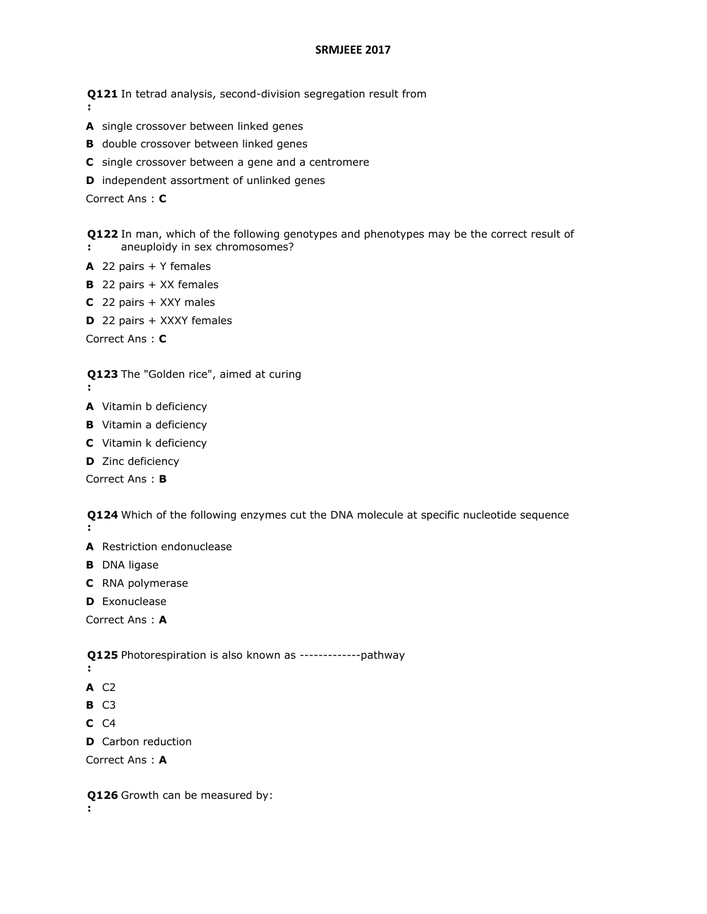# SRMJEEE 2017

**Q121 :** In tetrad analysis, second-division segregation result from

**A** single crossover between linked genes

**B** double crossover between linked genes

**C** single crossover between a gene and a centromere

**D** independent assortment of unlinked genes

Correct Ans : **C**

**Q122 :** In man, which of the following genotypes and phenotypes may be the correct result of aneuploidy in sex chromosomes?

**A** 22 pairs + Y females

**B** 22 pairs + XX females

**C** 22 pairs + XXY males

**D** 22 pairs + XXXY females

Correct Ans : **C**

**Q123 :** The "Golden rice", aimed at curing

**A** Vitamin b deficiency

**B** Vitamin a deficiency

**C** Vitamin k deficiency

**D** Zinc deficiency

Correct Ans : **B**

**Q124 :** Which of the following enzymes cut the DNA molecule at specific nucleotide sequence

**A** Restriction endonuclease

**B** DNA ligase

**C** RNA polymerase

**D** Exonuclease

Correct Ans : **A**

**Q125 :** Photorespiration is also known as -------------pathway

**A** C2

**B** C3

**C** C4

**D** Carbon reduction

Correct Ans : **A**

**Q126 :** Growth can be measured by: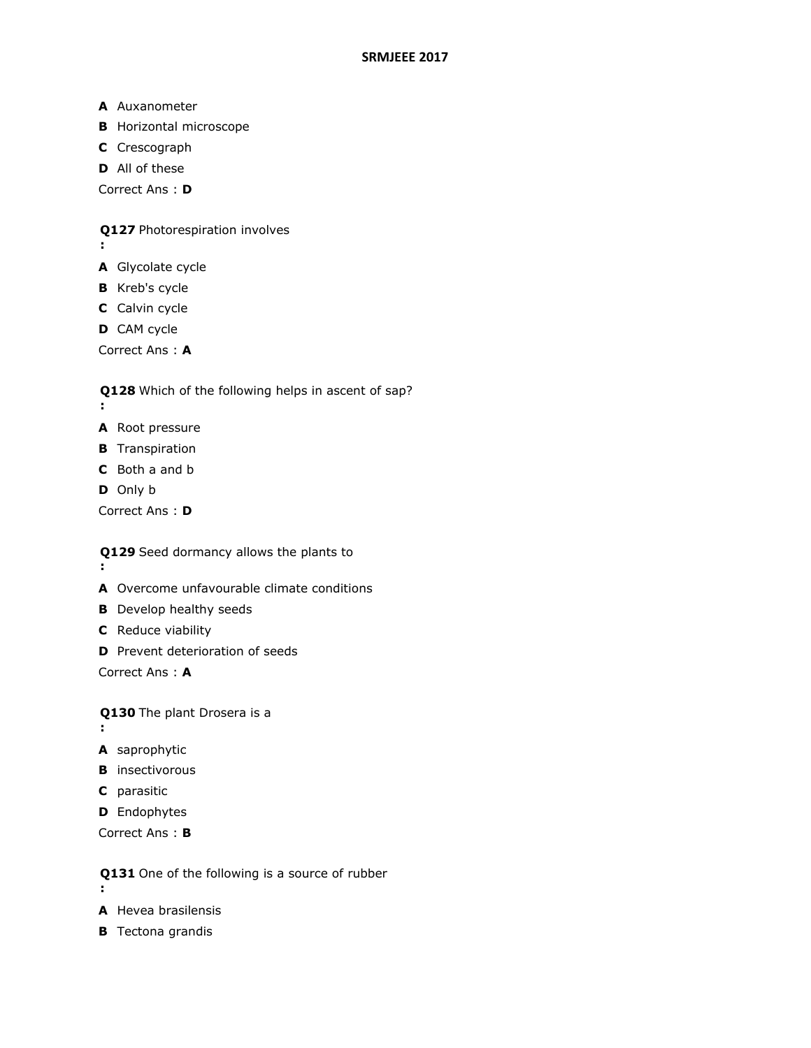**A** Auxanometer

**B** Horizontal microscope

**C** Crescograph

**D** All of these

Correct Ans : **D**

**Q127** Photorespiration involves
**:**

**A** Glycolate cycle

**B** Kreb's cycle

**C** Calvin cycle

**D** CAM cycle

Correct Ans : **A**

**Q128** Which of the following helps in ascent of sap?
**:**

**A** Root pressure

**B** Transpiration

**C** Both a and b

**D** Only b

Correct Ans : **D**

**Q129** Seed dormancy allows the plants to
**:**

**A** Overcome unfavourable climate conditions

**B** Develop healthy seeds

**C** Reduce viability

**D** Prevent deterioration of seeds

Correct Ans : **A**

**Q130** The plant Drosera is a
**:**

**A** saprophytic

**B** insectivorous

**C** parasitic

**D** Endophytes

Correct Ans : **B**

**Q131** One of the following is a source of rubber
**:**

**A** Hevea brasilensis

**B** Tectona grandis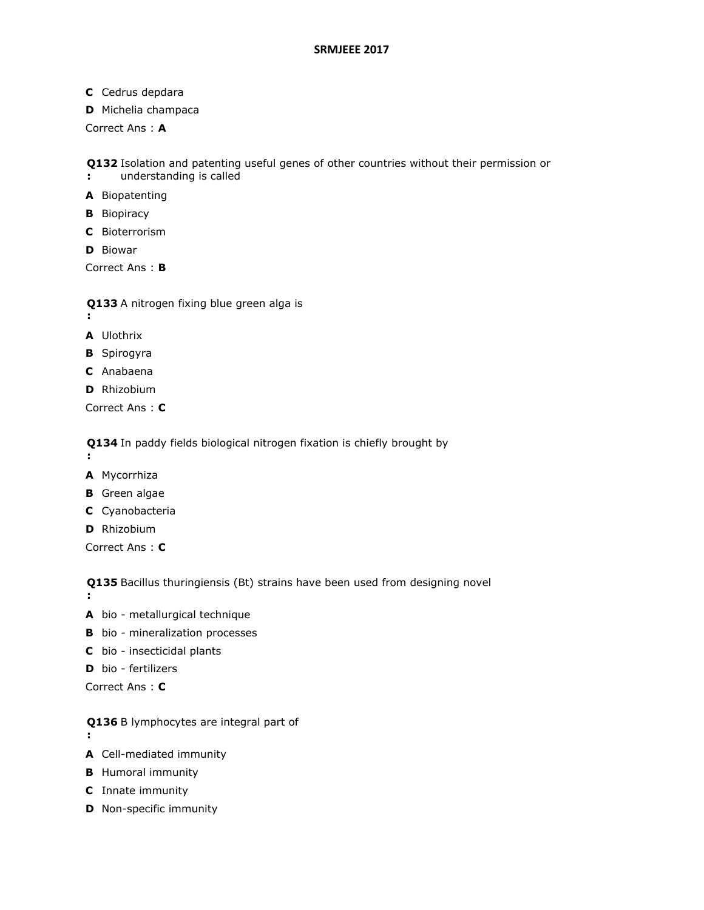**C** Cedrus depdara

**D** Michelia champaca

Correct Ans : **A**

**Q132 :** Isolation and patenting useful genes of other countries without their permission or understanding is called

**A** Biopatenting

**B** Biopiracy

**C** Bioterrorism

**D** Biowar

Correct Ans : **B**

**Q133 :** A nitrogen fixing blue green alga is

**A** Ulothrix

**B** Spirogyra

**C** Anabaena

**D** Rhizobium

Correct Ans : **C**

**Q134 :** In paddy fields biological nitrogen fixation is chiefly brought by

**A** Mycorrhiza

**B** Green algae

**C** Cyanobacteria

**D** Rhizobium

Correct Ans : **C**

**Q135 :** Bacillus thuringiensis (Bt) strains have been used from designing novel

**A** bio - metallurgical technique

**B** bio - mineralization processes

**C** bio - insecticidal plants

**D** bio - fertilizers

Correct Ans : **C**

**Q136 :** B lymphocytes are integral part of

**A** Cell-mediated immunity

**B** Humoral immunity

**C** Innate immunity

**D** Non-specific immunity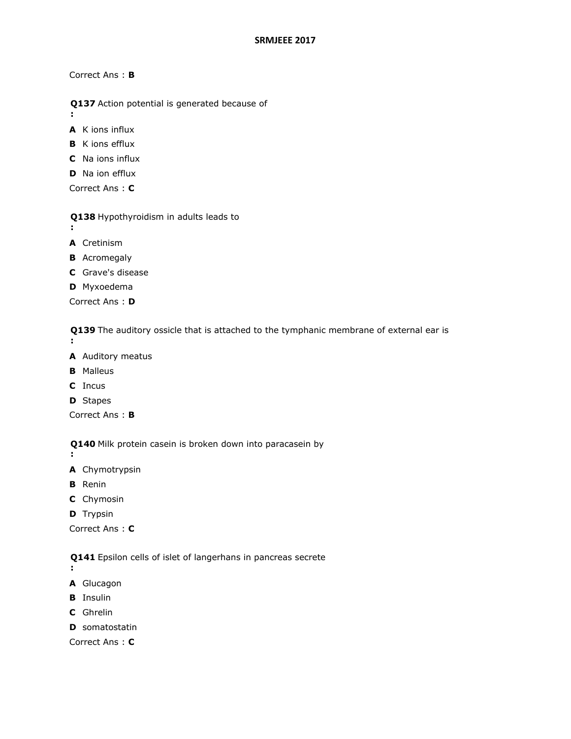Correct Ans : **B**

**Q137** Action potential is generated because of
**:**

**A** K ions influx

**B** K ions efflux

**C** Na ions influx

**D** Na ion efflux

Correct Ans : **C**

**Q138** Hypothyroidism in adults leads to
**:**

**A** Cretinism

**B** Acromegaly

**C** Grave's disease

**D** Myxoedema

Correct Ans : **D**

**Q139** The auditory ossicle that is attached to the tymphanic membrane of external ear is
**:**

**A** Auditory meatus

**B** Malleus

**C** Incus

**D** Stapes

Correct Ans : **B**

**Q140** Milk protein casein is broken down into paracasein by
**:**

**A** Chymotrypsin

**B** Renin

**C** Chymosin

**D** Trypsin

Correct Ans : **C**

**Q141** Epsilon cells of islet of langerhans in pancreas secrete
**:**

**A** Glucagon

**B** Insulin

**C** Ghrelin

**D** somatostatin

Correct Ans : **C**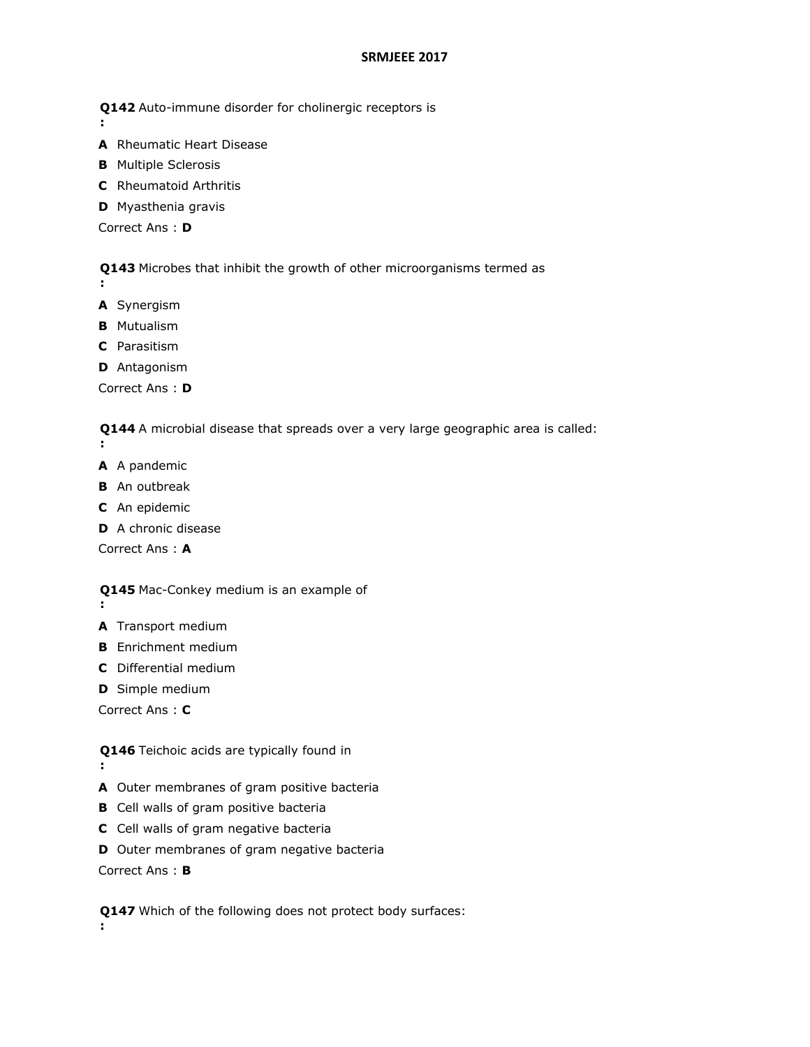**Q142** Auto-immune disorder for cholinergic receptors is
**:**

**A** Rheumatic Heart Disease

**B** Multiple Sclerosis

**C** Rheumatoid Arthritis

**D** Myasthenia gravis

Correct Ans : **D**

**Q143** Microbes that inhibit the growth of other microorganisms termed as
**:**

**A** Synergism

**B** Mutualism

**C** Parasitism

**D** Antagonism

Correct Ans : **D**

**Q144** A microbial disease that spreads over a very large geographic area is called:
**:**

**A** A pandemic

**B** An outbreak

**C** An epidemic

**D** A chronic disease

Correct Ans : **A**

**Q145** Mac-Conkey medium is an example of
**:**

**A** Transport medium

**B** Enrichment medium

**C** Differential medium

**D** Simple medium

Correct Ans : **C**

**Q146** Teichoic acids are typically found in
**:**

**A** Outer membranes of gram positive bacteria

**B** Cell walls of gram positive bacteria

**C** Cell walls of gram negative bacteria

**D** Outer membranes of gram negative bacteria

Correct Ans : **B**

**Q147** Which of the following does not protect body surfaces:
**:**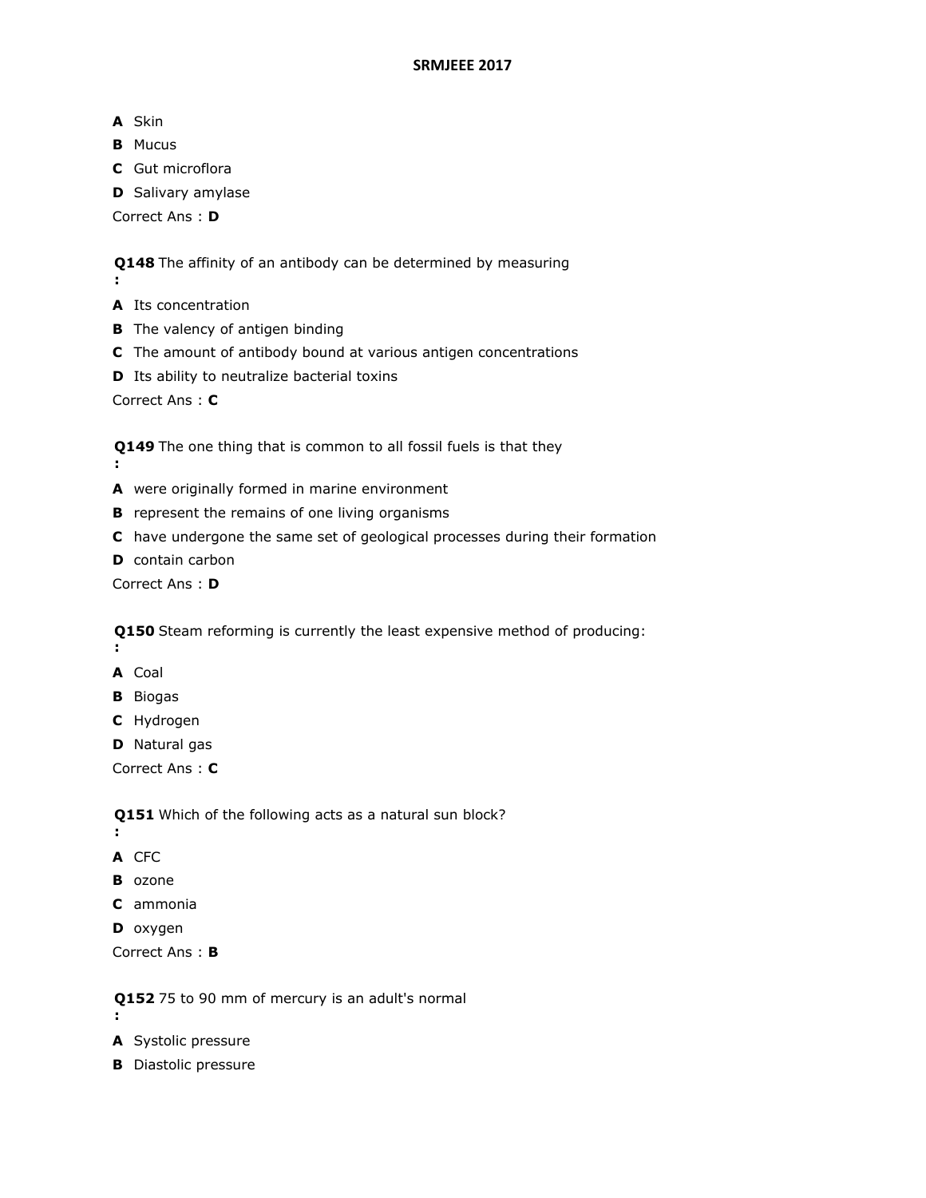**A** Skin

**B** Mucus

**C** Gut microflora

**D** Salivary amylase

Correct Ans : **D**

**Q148** The affinity of an antibody can be determined by measuring
**:**

**A** Its concentration

**B** The valency of antigen binding

**C** The amount of antibody bound at various antigen concentrations

**D** Its ability to neutralize bacterial toxins

Correct Ans : **C**

**Q149** The one thing that is common to all fossil fuels is that they
**:**

**A** were originally formed in marine environment

**B** represent the remains of one living organisms

**C** have undergone the same set of geological processes during their formation

**D** contain carbon

Correct Ans : **D**

**Q150** Steam reforming is currently the least expensive method of producing:
**:**

**A** Coal

**B** Biogas

**C** Hydrogen

**D** Natural gas

Correct Ans : **C**

**Q151** Which of the following acts as a natural sun block?
**:**

**A** CFC

**B** ozone

**C** ammonia

**D** oxygen

Correct Ans : **B**

**Q152** 75 to 90 mm of mercury is an adult's normal
**:**

**A** Systolic pressure

**B** Diastolic pressure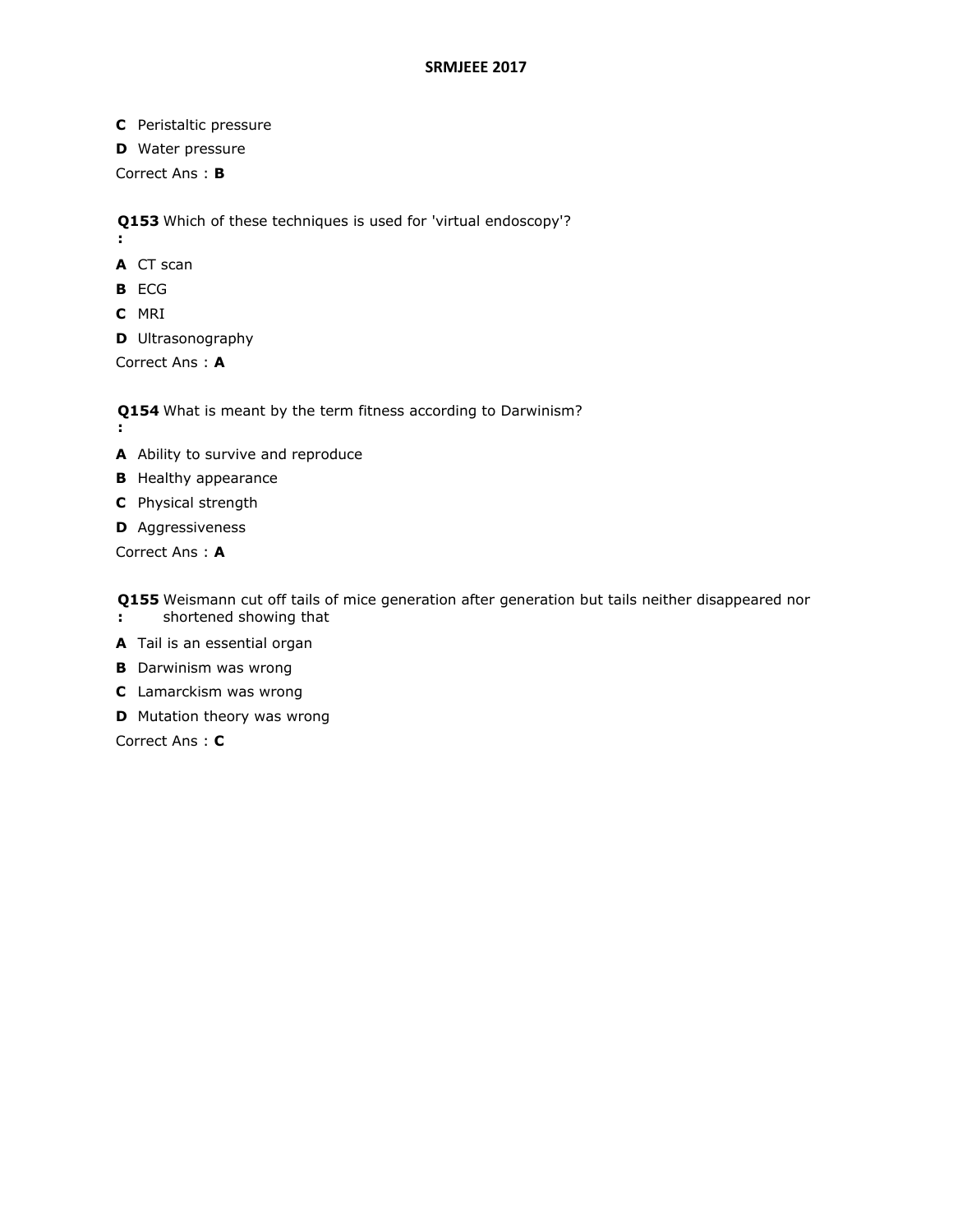**C** Peristaltic pressure

**D** Water pressure

Correct Ans : **B**

**Q153 :** Which of these techniques is used for 'virtual endoscopy'?

**A** CT scan

**B** ECG

**C** MRI

**D** Ultrasonography

Correct Ans : **A**

**Q154 :** What is meant by the term fitness according to Darwinism?

**A** Ability to survive and reproduce

**B** Healthy appearance

**C** Physical strength

**D** Aggressiveness

Correct Ans : **A**

**Q155 :** Weismann cut off tails of mice generation after generation but tails neither disappeared nor shortened showing that

**A** Tail is an essential organ

**B** Darwinism was wrong

**C** Lamarckism was wrong

**D** Mutation theory was wrong

Correct Ans : **C**